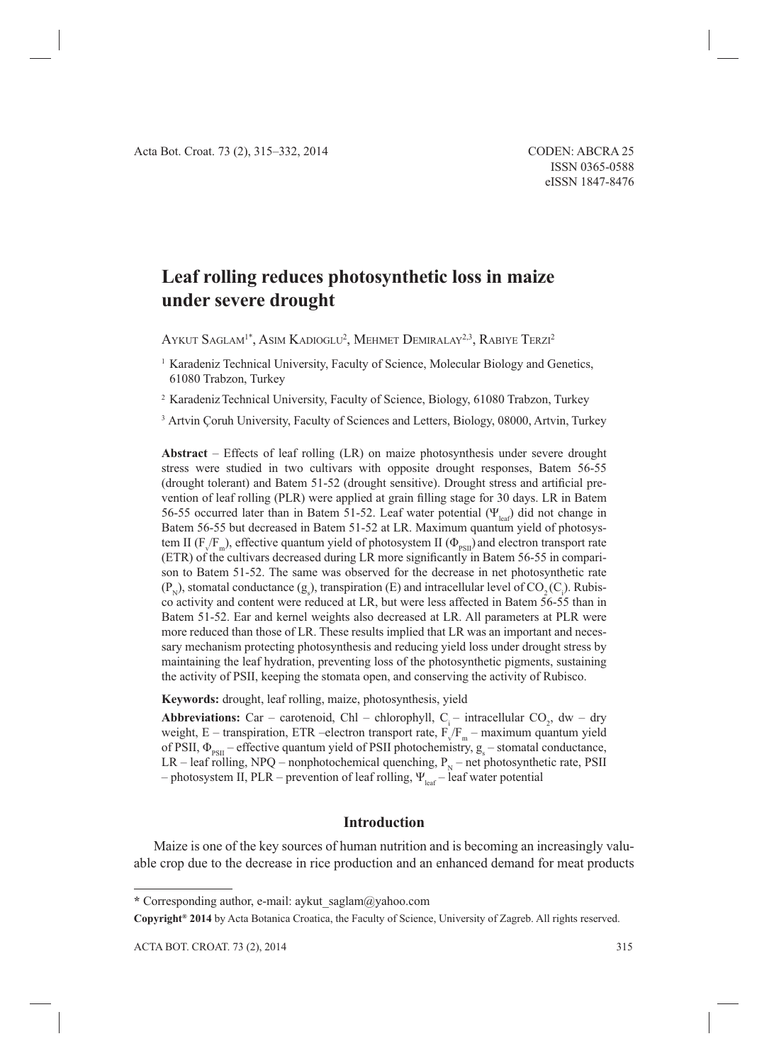# Leaf rolling reduces photosynthetic loss in maize under severe drought

Aykut Saglam[1*], Asim Kadioglu[2], Mehmet Demiralay[2,3], Rabiye Terzi[2]

[1] Karadeniz Technical University, Faculty of Science, Molecular Biology and Genetics, 61080 Trabzon, Turkey

[2] Karadeniz Technical University, Faculty of Science, Biology, 61080 Trabzon, Turkey

[3] Artvin Çoruh University, Faculty of Sciences and Letters, Biology, 08000, Artvin, Turkey

**Abstract** – Effects of leaf rolling (LR) on maize photosynthesis under severe drought stress were studied in two cultivars with opposite drought responses, Batem 56-55 (drought tolerant) and Batem 51-52 (drought sensitive). Drought stress and artificial prevention of leaf rolling (PLR) were applied at grain filling stage for 30 days. LR in Batem 56-55 occurred later than in Batem 51-52. Leaf water potential ($\Psi_{leaf}$) did not change in Batem 56-55 but decreased in Batem 51-52 at LR. Maximum quantum yield of photosystem II ($F_v/F_m$), effective quantum yield of photosystem II ($\Phi_{PSII}$) and electron transport rate (ETR) of the cultivars decreased during LR more significantly in Batem 56-55 in comparison to Batem 51-52. The same was observed for the decrease in net photosynthetic rate ($P_N$), stomatal conductance ($g_s$), transpiration (E) and intracellular level of $CO_2$ ($C_i$). Rubisco activity and content were reduced at LR, but were less affected in Batem 56-55 than in Batem 51-52. Ear and kernel weights also decreased at LR. All parameters at PLR were more reduced than those of LR. These results implied that LR was an important and necessary mechanism protecting photosynthesis and reducing yield loss under drought stress by maintaining the leaf hydration, preventing loss of the photosynthetic pigments, sustaining the activity of PSII, keeping the stomata open, and conserving the activity of Rubisco.

**Keywords:** drought, leaf rolling, maize, photosynthesis, yield

**Abbreviations:** Car – carotenoid, Chl – chlorophyll, $C_i$ – intracellular $CO_2$, dw – dry weight, E – transpiration, ETR –electron transport rate, $F_v/F_m$ – maximum quantum yield of PSII, $\Phi_{PSII}$ – effective quantum yield of PSII photochemistry, $g_s$ – stomatal conductance, LR – leaf rolling, NPQ – nonphotochemical quenching, $P_N$ – net photosynthetic rate, PSII – photosystem II, PLR – prevention of leaf rolling, $\Psi_{leaf}$ – leaf water potential

## Introduction

Maize is one of the key sources of human nutrition and is becoming an increasingly valuable crop due to the decrease in rice production and an enhanced demand for meat products

---

* Corresponding author, e-mail: aykut_saglam@yahoo.com

**Copyright® 2014** by Acta Botanica Croatica, the Faculty of Science, University of Zagreb. All rights reserved.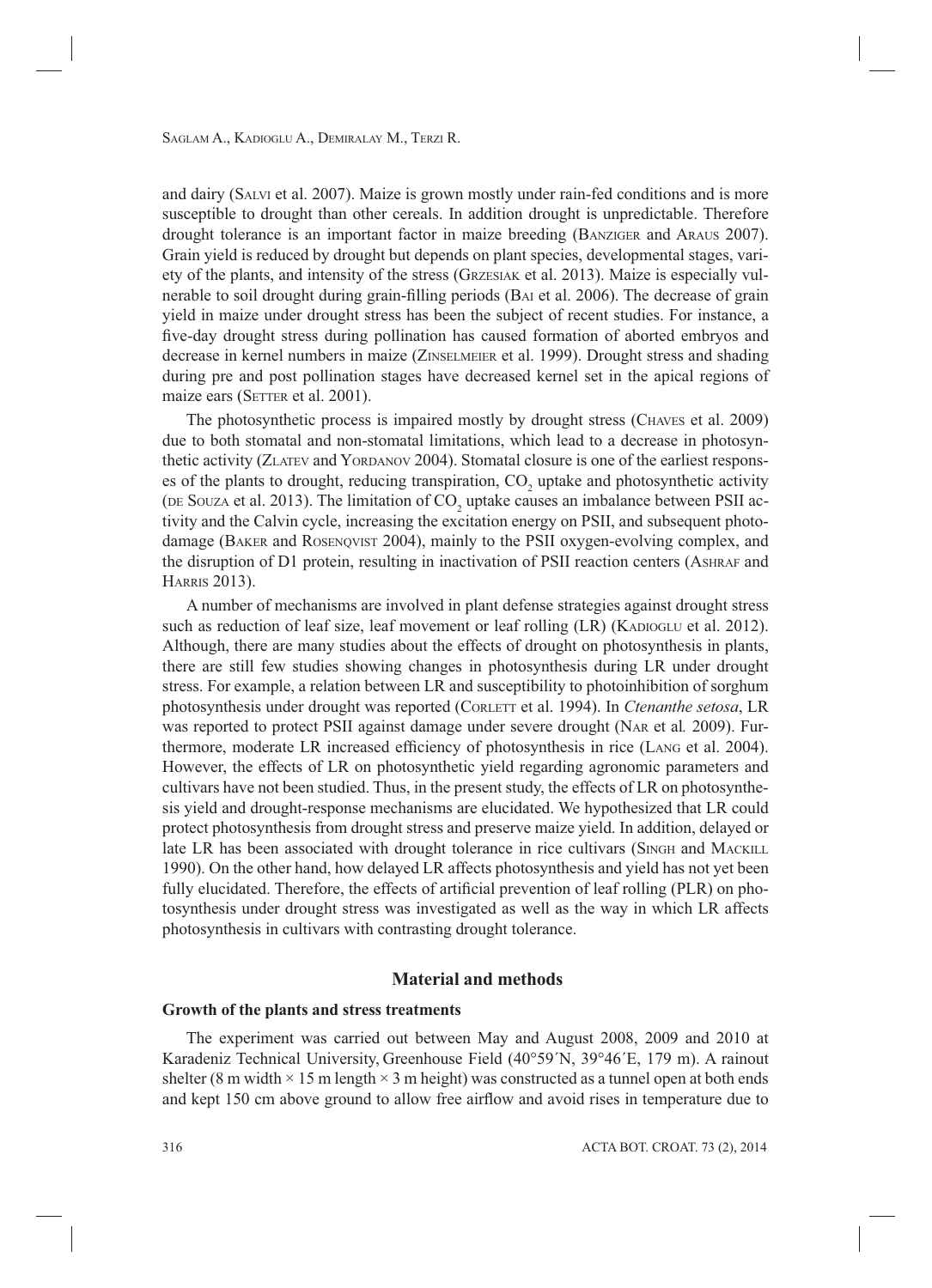and dairy (SALVI et al. 2007). Maize is grown mostly under rain-fed conditions and is more susceptible to drought than other cereals. In addition drought is unpredictable. Therefore drought tolerance is an important factor in maize breeding (BANZIGER and ARAUS 2007). Grain yield is reduced by drought but depends on plant species, developmental stages, variety of the plants, and intensity of the stress (GRZESIAK et al. 2013). Maize is especially vulnerable to soil drought during grain-filling periods (BAI et al. 2006). The decrease of grain yield in maize under drought stress has been the subject of recent studies. For instance, a five-day drought stress during pollination has caused formation of aborted embryos and decrease in kernel numbers in maize (ZINSELMEIER et al. 1999). Drought stress and shading during pre and post pollination stages have decreased kernel set in the apical regions of maize ears (SETTER et al. 2001).

The photosynthetic process is impaired mostly by drought stress (CHAVES et al. 2009) due to both stomatal and non-stomatal limitations, which lead to a decrease in photosynthetic activity (ZLATEV and YORDANOV 2004). Stomatal closure is one of the earliest responses of the plants to drought, reducing transpiration, $CO_2$ uptake and photosynthetic activity (DE SOUZA et al. 2013). The limitation of $CO_2$ uptake causes an imbalance between PSII activity and the Calvin cycle, increasing the excitation energy on PSII, and subsequent photodamage (BAKER and ROSENQVIST 2004), mainly to the PSII oxygen-evolving complex, and the disruption of D1 protein, resulting in inactivation of PSII reaction centers (ASHRAF and HARRIS 2013).

A number of mechanisms are involved in plant defense strategies against drought stress such as reduction of leaf size, leaf movement or leaf rolling (LR) (KADIOGLU et al. 2012). Although, there are many studies about the effects of drought on photosynthesis in plants, there are still few studies showing changes in photosynthesis during LR under drought stress. For example, a relation between LR and susceptibility to photoinhibition of sorghum photosynthesis under drought was reported (CORLETT et al. 1994). In *Ctenanthe setosa*, LR was reported to protect PSII against damage under severe drought (NAR et al*.* 2009). Furthermore, moderate LR increased efficiency of photosynthesis in rice (LANG et al. 2004). However, the effects of LR on photosynthetic yield regarding agronomic parameters and cultivars have not been studied. Thus, in the present study, the effects of LR on photosynthesis yield and drought-response mechanisms are elucidated. We hypothesized that LR could protect photosynthesis from drought stress and preserve maize yield. In addition, delayed or late LR has been associated with drought tolerance in rice cultivars (SINGH and MACKILL 1990). On the other hand, how delayed LR affects photosynthesis and yield has not yet been fully elucidated. Therefore, the effects of artificial prevention of leaf rolling (PLR) on photosynthesis under drought stress was investigated as well as the way in which LR affects photosynthesis in cultivars with contrasting drought tolerance.

## Material and methods

### Growth of the plants and stress treatments

The experiment was carried out between May and August 2008, 2009 and 2010 at Karadeniz Technical University, Greenhouse Field (40°59´N, 39°46´E, 179 m). A rainout shelter (8 m width × 15 m length × 3 m height) was constructed as a tunnel open at both ends and kept 150 cm above ground to allow free airflow and avoid rises in temperature due to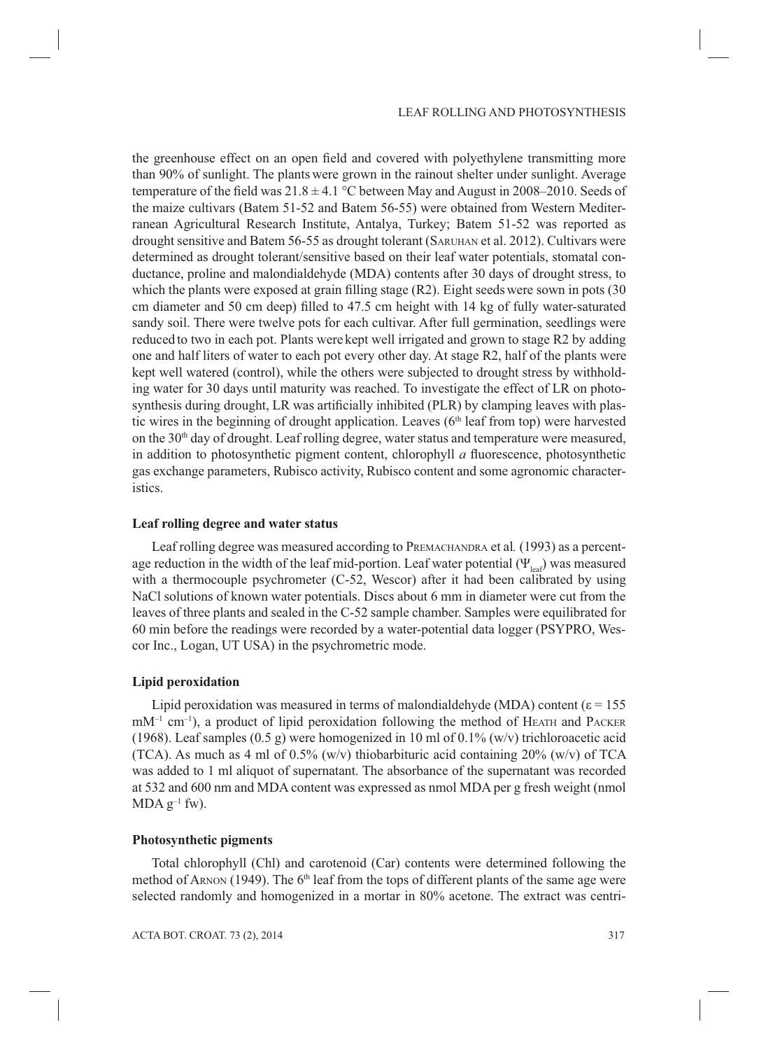the greenhouse effect on an open field and covered with polyethylene transmitting more than 90% of sunlight. The plants were grown in the rainout shelter under sunlight. Average temperature of the field was 21.8 ± 4.1 °C between May and August in 2008–2010. Seeds of the maize cultivars (Batem 51-52 and Batem 56-55) were obtained from Western Mediterranean Agricultural Research Institute, Antalya, Turkey; Batem 51-52 was reported as drought sensitive and Batem 56-55 as drought tolerant (Saruhan et al. 2012). Cultivars were determined as drought tolerant/sensitive based on their leaf water potentials, stomatal conductance, proline and malondialdehyde (MDA) contents after 30 days of drought stress, to which the plants were exposed at grain filling stage (R2). Eight seeds were sown in pots (30 cm diameter and 50 cm deep) filled to 47.5 cm height with 14 kg of fully water-saturated sandy soil. There were twelve pots for each cultivar. After full germination, seedlings were reduced to two in each pot. Plants were kept well irrigated and grown to stage R2 by adding one and half liters of water to each pot every other day. At stage R2, half of the plants were kept well watered (control), while the others were subjected to drought stress by withholding water for 30 days until maturity was reached. To investigate the effect of LR on photosynthesis during drought, LR was artificially inhibited (PLR) by clamping leaves with plastic wires in the beginning of drought application. Leaves (6th leaf from top) were harvested on the 30th day of drought. Leaf rolling degree, water status and temperature were measured, in addition to photosynthetic pigment content, chlorophyll *a* fluorescence, photosynthetic gas exchange parameters, Rubisco activity, Rubisco content and some agronomic characteristics.

### Leaf rolling degree and water status

Leaf rolling degree was measured according to Premachandra et al*.* (1993) as a percentage reduction in the width of the leaf mid-portion. Leaf water potential ($\Psi_{leaf}$) was measured with a thermocouple psychrometer (C-52, Wescor) after it had been calibrated by using NaCl solutions of known water potentials. Discs about 6 mm in diameter were cut from the leaves of three plants and sealed in the C-52 sample chamber. Samples were equilibrated for 60 min before the readings were recorded by a water-potential data logger (PSYPRO, Wescor Inc., Logan, UT USA) in the psychrometric mode.

### Lipid peroxidation

Lipid peroxidation was measured in terms of malondialdehyde (MDA) content ($\varepsilon = 155$ $mM^{-1}$ $cm^{-1}$), a product of lipid peroxidation following the method of Heath and Packer (1968). Leaf samples (0.5 g) were homogenized in 10 ml of 0.1% (w/v) trichloroacetic acid (TCA). As much as 4 ml of 0.5% (w/v) thiobarbituric acid containing 20% (w/v) of TCA was added to 1 ml aliquot of supernatant. The absorbance of the supernatant was recorded at 532 and 600 nm and MDA content was expressed as nmol MDA per g fresh weight (nmol MDA $g^{-1}$ fw).

### Photosynthetic pigments

Total chlorophyll (Chl) and carotenoid (Car) contents were determined following the method of Arnon (1949). The 6th leaf from the tops of different plants of the same age were selected randomly and homogenized in a mortar in 80% acetone. The extract was centri-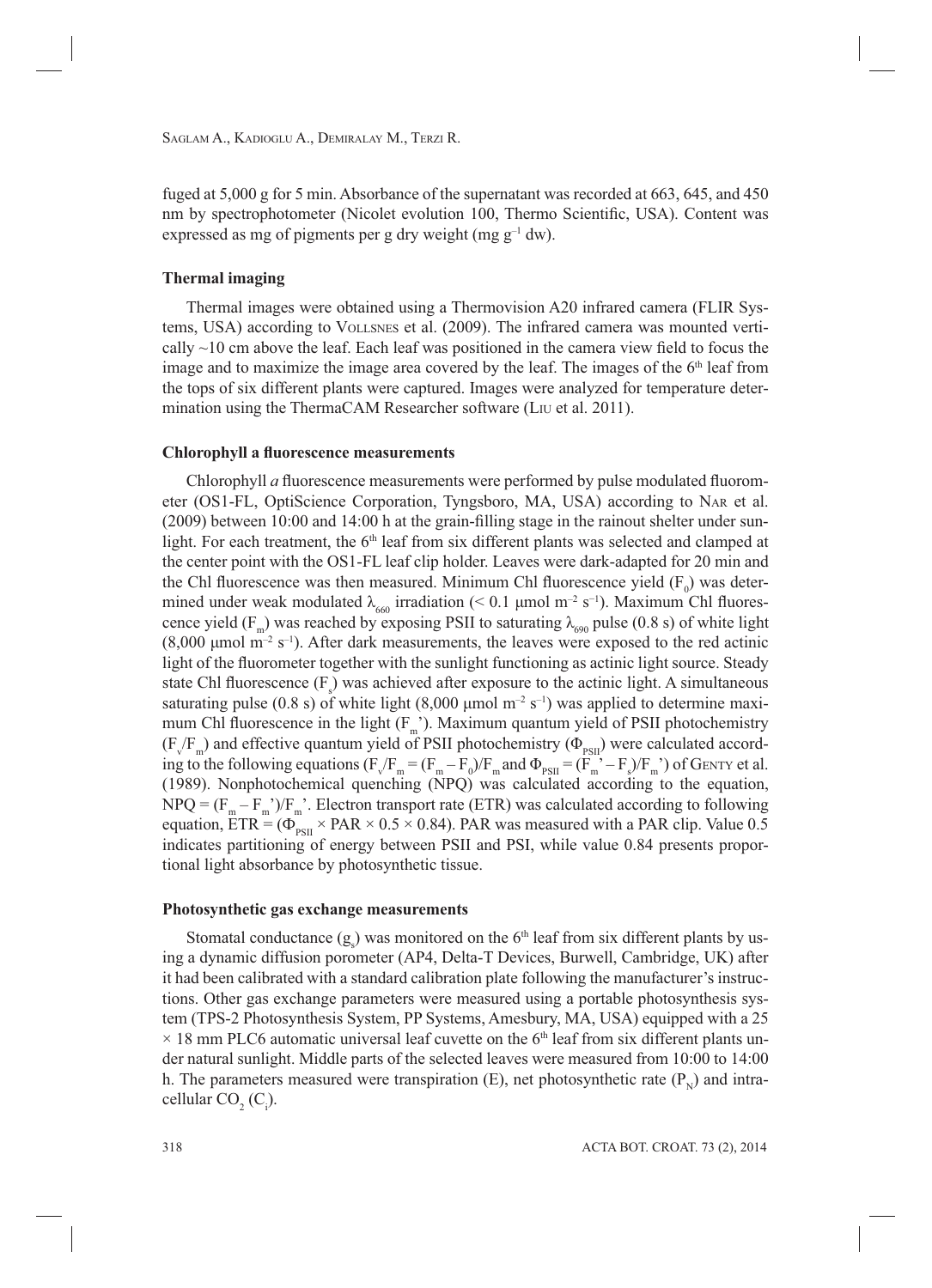fuged at 5,000 g for 5 min. Absorbance of the supernatant was recorded at 663, 645, and 450 nm by spectrophotometer (Nicolet evolution 100, Thermo Scientific, USA). Content was expressed as mg of pigments per g dry weight (mg $g^{-1}$ dw).

### Thermal imaging

Thermal images were obtained using a Thermovision A20 infrared camera (FLIR Systems, USA) according to Vollsnes et al. (2009). The infrared camera was mounted vertically ~10 cm above the leaf. Each leaf was positioned in the camera view field to focus the image and to maximize the image area covered by the leaf. The images of the 6[th] leaf from the tops of six different plants were captured. Images were analyzed for temperature determination using the ThermaCAM Researcher software (Liu et al. 2011).

### Chlorophyll a fluorescence measurements

Chlorophyll *a* fluorescence measurements were performed by pulse modulated fluorometer (OS1-FL, OptiScience Corporation, Tyngsboro, MA, USA) according to Nar et al. (2009) between 10:00 and 14:00 h at the grain-filling stage in the rainout shelter under sunlight. For each treatment, the 6[th] leaf from six different plants was selected and clamped at the center point with the OS1-FL leaf clip holder. Leaves were dark-adapted for 20 min and the Chl fluorescence was then measured. Minimum Chl fluorescence yield ($F_0$) was determined under weak modulated $\lambda_{660}$ irradiation (< 0.1 µmol $m^{-2}$ $s^{-1}$). Maximum Chl fluorescence yield ($F_m$) was reached by exposing PSII to saturating $\lambda_{690}$ pulse (0.8 s) of white light (8,000 µmol $m^{-2}$ $s^{-1}$). After dark measurements, the leaves were exposed to the red actinic light of the fluorometer together with the sunlight functioning as actinic light source. Steady state Chl fluorescence ($F_s$) was achieved after exposure to the actinic light. A simultaneous saturating pulse (0.8 s) of white light (8,000 µmol $m^{-2}$ $s^{-1}$) was applied to determine maximum Chl fluorescence in the light ($F_m$'). Maximum quantum yield of PSII photochemistry ($F_v/F_m$) and effective quantum yield of PSII photochemistry ($\Phi_{PSII}$) were calculated according to the following equations ($F_v/F_m = (F_m - F_0)/F_m$ and $\Phi_{PSII} = (F_m' - F_s)/F_m'$) of Genty et al. (1989). Nonphotochemical quenching (NPQ) was calculated according to the equation, $NPQ = (F_m - F_m')/F_m'$. Electron transport rate (ETR) was calculated according to following equation, $ETR = (\Phi_{PSII} \times PAR \times 0.5 \times 0.84)$. PAR was measured with a PAR clip. Value 0.5 indicates partitioning of energy between PSII and PSI, while value 0.84 presents proportional light absorbance by photosynthetic tissue.

### Photosynthetic gas exchange measurements

Stomatal conductance ($g_s$) was monitored on the 6[th] leaf from six different plants by using a dynamic diffusion porometer (AP4, Delta-T Devices, Burwell, Cambridge, UK) after it had been calibrated with a standard calibration plate following the manufacturer's instructions. Other gas exchange parameters were measured using a portable photosynthesis system (TPS-2 Photosynthesis System, PP Systems, Amesbury, MA, USA) equipped with a 25 × 18 mm PLC6 automatic universal leaf cuvette on the 6[th] leaf from six different plants under natural sunlight. Middle parts of the selected leaves were measured from 10:00 to 14:00 h. The parameters measured were transpiration (E), net photosynthetic rate ($P_N$) and intracellular $CO_2$ ($C_i$).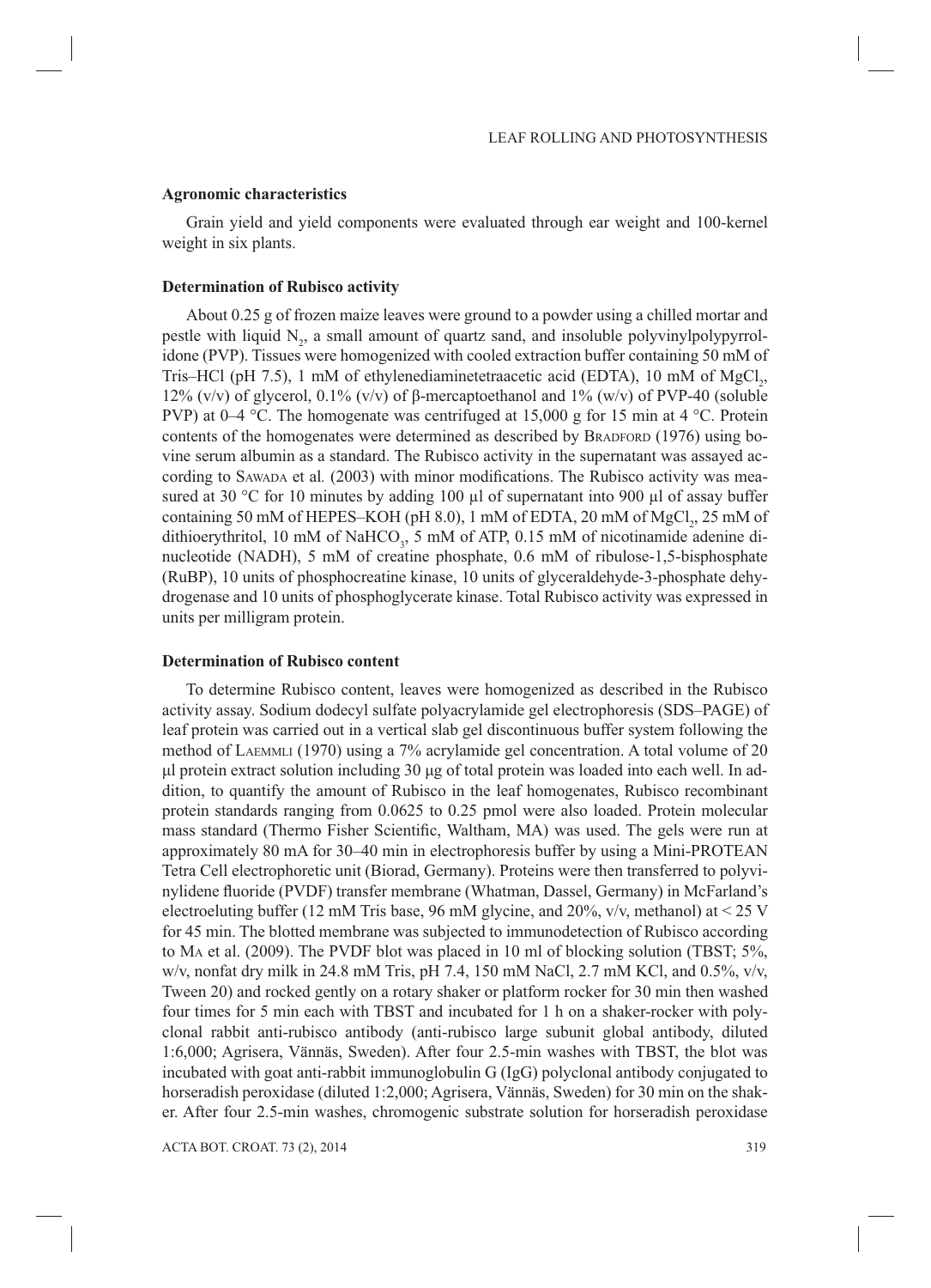### Agronomic characteristics

Grain yield and yield components were evaluated through ear weight and 100-kernel weight in six plants.

### Determination of Rubisco activity

About 0.25 g of frozen maize leaves were ground to a powder using a chilled mortar and pestle with liquid $N_2$, a small amount of quartz sand, and insoluble polyvinylpolypyrrolidone (PVP). Tissues were homogenized with cooled extraction buffer containing 50 mM of Tris–HCl (pH 7.5), 1 mM of ethylenediaminetetraacetic acid (EDTA), 10 mM of $MgCl_2$, 12% (v/v) of glycerol, 0.1% (v/v) of β-mercaptoethanol and 1% (w/v) of PVP-40 (soluble PVP) at 0–4 °C. The homogenate was centrifuged at 15,000 g for 15 min at 4 °C. Protein contents of the homogenates were determined as described by Bradford (1976) using bovine serum albumin as a standard. The Rubisco activity in the supernatant was assayed according to Sawada et al*.* (2003) with minor modifications. The Rubisco activity was measured at 30 °C for 10 minutes by adding 100 μl of supernatant into 900 μl of assay buffer containing 50 mM of HEPES–KOH (pH 8.0), 1 mM of EDTA, 20 mM of $MgCl_2$, 25 mM of dithioerythritol, 10 mM of $NaHCO_3$, 5 mM of ATP, 0.15 mM of nicotinamide adenine dinucleotide (NADH), 5 mM of creatine phosphate, 0.6 mM of ribulose-1,5-bisphosphate (RuBP), 10 units of phosphocreatine kinase, 10 units of glyceraldehyde-3-phosphate dehydrogenase and 10 units of phosphoglycerate kinase. Total Rubisco activity was expressed in units per milligram protein.

### Determination of Rubisco content

To determine Rubisco content, leaves were homogenized as described in the Rubisco activity assay. Sodium dodecyl sulfate polyacrylamide gel electrophoresis (SDS–PAGE) of leaf protein was carried out in a vertical slab gel discontinuous buffer system following the method of Laemmli (1970) using a 7% acrylamide gel concentration. A total volume of 20 μl protein extract solution including 30 μg of total protein was loaded into each well. In addition, to quantify the amount of Rubisco in the leaf homogenates, Rubisco recombinant protein standards ranging from 0.0625 to 0.25 pmol were also loaded. Protein molecular mass standard (Thermo Fisher Scientific, Waltham, MA) was used. The gels were run at approximately 80 mA for 30–40 min in electrophoresis buffer by using a Mini-PROTEAN Tetra Cell electrophoretic unit (Biorad, Germany). Proteins were then transferred to polyvinylidene fluoride (PVDF) transfer membrane (Whatman, Dassel, Germany) in McFarland's electroeluting buffer (12 mM Tris base, 96 mM glycine, and 20%, v/v, methanol) at < 25 V for 45 min. The blotted membrane was subjected to immunodetection of Rubisco according to Ma et al. (2009). The PVDF blot was placed in 10 ml of blocking solution (TBST; 5%, w/v, nonfat dry milk in 24.8 mM Tris, pH 7.4, 150 mM NaCl, 2.7 mM KCl, and 0.5%, v/v, Tween 20) and rocked gently on a rotary shaker or platform rocker for 30 min then washed four times for 5 min each with TBST and incubated for 1 h on a shaker-rocker with polyclonal rabbit anti-rubisco antibody (anti-rubisco large subunit global antibody, diluted 1:6,000; Agrisera, Vännäs, Sweden). After four 2.5-min washes with TBST, the blot was incubated with goat anti-rabbit immunoglobulin G (IgG) polyclonal antibody conjugated to horseradish peroxidase (diluted 1:2,000; Agrisera, Vännäs, Sweden) for 30 min on the shaker. After four 2.5-min washes, chromogenic substrate solution for horseradish peroxidase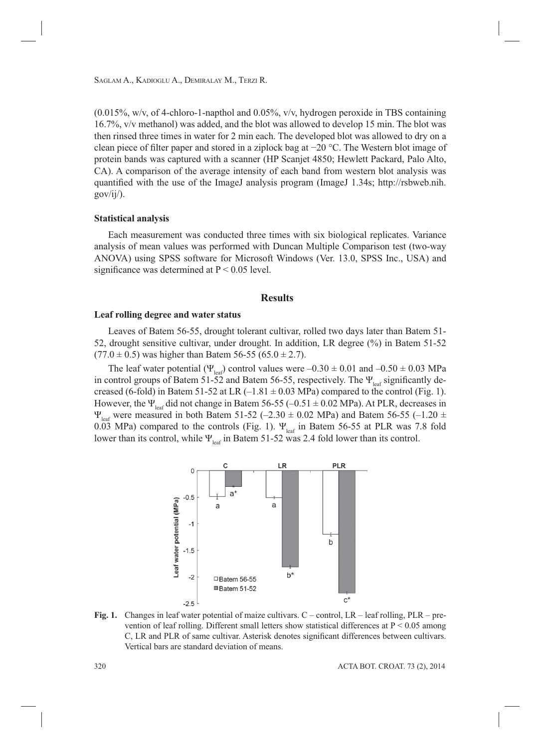(0.015%, w/v, of 4-chloro-1-napthol and 0.05%, v/v, hydrogen peroxide in TBS containing 16.7%, v/v methanol) was added, and the blot was allowed to develop 15 min. The blot was then rinsed three times in water for 2 min each. The developed blot was allowed to dry on a clean piece of filter paper and stored in a ziplock bag at −20 °C. The Western blot image of protein bands was captured with a scanner (HP Scanjet 4850; Hewlett Packard, Palo Alto, CA). A comparison of the average intensity of each band from western blot analysis was quantified with the use of the ImageJ analysis program (ImageJ 1.34s; http://rsbweb.nih.gov/ij/).

### Statistical analysis

Each measurement was conducted three times with six biological replicates. Variance analysis of mean values was performed with Duncan Multiple Comparison test (two-way ANOVA) using SPSS software for Microsoft Windows (Ver. 13.0, SPSS Inc., USA) and significance was determined at $P < 0.05$ level.

## Results

### Leaf rolling degree and water status

Leaves of Batem 56-55, drought tolerant cultivar, rolled two days later than Batem 51-52, drought sensitive cultivar, under drought. In addition, LR degree (%) in Batem 51-52 ($77.0 \pm 0.5$) was higher than Batem 56-55 ($65.0 \pm 2.7$).

The leaf water potential ($\Psi_{leaf}$) control values were $-0.30 \pm 0.01$ and $-0.50 \pm 0.03$ MPa in control groups of Batem 51-52 and Batem 56-55, respectively. The $\Psi_{leaf}$ significantly decreased (6-fold) in Batem 51-52 at LR ($-1.81 \pm 0.03$ MPa) compared to the control (Fig. 1). However, the $\Psi_{leaf}$ did not change in Batem 56-55 ($-0.51 \pm 0.02$ MPa). At PLR, decreases in $\Psi_{leaf}$ were measured in both Batem 51-52 ($-2.30 \pm 0.02$ MPa) and Batem 56-55 ($-1.20 \pm 0.03$ MPa) compared to the controls (Fig. 1). $\Psi_{leaf}$ in Batem 56-55 at PLR was 7.8 fold lower than its control, while $\Psi_{leaf}$ in Batem 51-52 was 2.4 fold lower than its control.

**Fig. 1.** Changes in leaf water potential of maize cultivars. C – control, LR – leaf rolling, PLR – prevention of leaf rolling. Different small letters show statistical differences at $P < 0.05$ among C, LR and PLR of same cultivar. Asterisk denotes significant differences between cultivars. Vertical bars are standard deviation of means.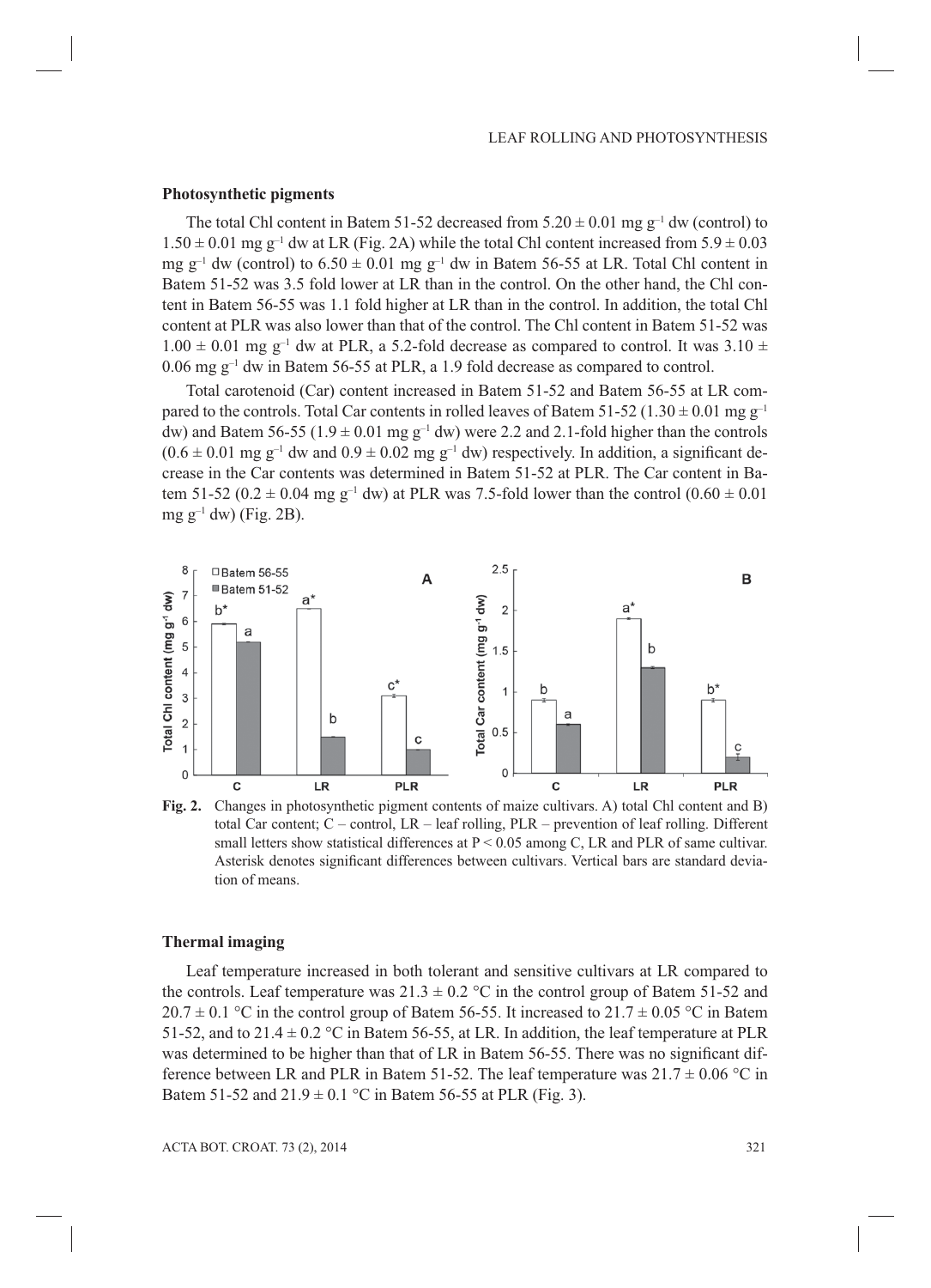### Photosynthetic pigments

The total Chl content in Batem 51-52 decreased from $5.20 \pm 0.01$ mg $g^{-1}$ dw (control) to $1.50 \pm 0.01$ mg $g^{-1}$ dw at LR (Fig. 2A) while the total Chl content increased from $5.9 \pm 0.03$ mg $g^{-1}$ dw (control) to $6.50 \pm 0.01$ mg $g^{-1}$ dw in Batem 56-55 at LR. Total Chl content in Batem 51-52 was 3.5 fold lower at LR than in the control. On the other hand, the Chl content in Batem 56-55 was 1.1 fold higher at LR than in the control. In addition, the total Chl content at PLR was also lower than that of the control. The Chl content in Batem 51-52 was $1.00 \pm 0.01$ mg $g^{-1}$ dw at PLR, a 5.2-fold decrease as compared to control. It was $3.10 \pm 0.06$ mg $g^{-1}$ dw in Batem 56-55 at PLR, a 1.9 fold decrease as compared to control.

Total carotenoid (Car) content increased in Batem 51-52 and Batem 56-55 at LR compared to the controls. Total Car contents in rolled leaves of Batem 51-52 ($1.30 \pm 0.01$ mg $g^{-1}$ dw) and Batem 56-55 ($1.9 \pm 0.01$ mg $g^{-1}$ dw) were 2.2 and 2.1-fold higher than the controls ($0.6 \pm 0.01$ mg $g^{-1}$ dw and $0.9 \pm 0.02$ mg $g^{-1}$ dw) respectively. In addition, a significant decrease in the Car contents was determined in Batem 51-52 at PLR. The Car content in Batem 51-52 ($0.2 \pm 0.04$ mg $g^{-1}$ dw) at PLR was 7.5-fold lower than the control ($0.60 \pm 0.01$ mg $g^{-1}$ dw) (Fig. 2B).

**Fig. 2.** Changes in photosynthetic pigment contents of maize cultivars. A) total Chl content and B) total Car content; C – control, LR – leaf rolling, PLR – prevention of leaf rolling. Different small letters show statistical differences at $P < 0.05$ among C, LR and PLR of same cultivar. Asterisk denotes significant differences between cultivars. Vertical bars are standard deviation of means.

### Thermal imaging

Leaf temperature increased in both tolerant and sensitive cultivars at LR compared to the controls. Leaf temperature was $21.3 \pm 0.2$ °C in the control group of Batem 51-52 and $20.7 \pm 0.1$ °C in the control group of Batem 56-55. It increased to $21.7 \pm 0.05$ °C in Batem 51-52, and to $21.4 \pm 0.2$ °C in Batem 56-55, at LR. In addition, the leaf temperature at PLR was determined to be higher than that of LR in Batem 56-55. There was no significant difference between LR and PLR in Batem 51-52. The leaf temperature was $21.7 \pm 0.06$ °C in Batem 51-52 and $21.9 \pm 0.1$ °C in Batem 56-55 at PLR (Fig. 3).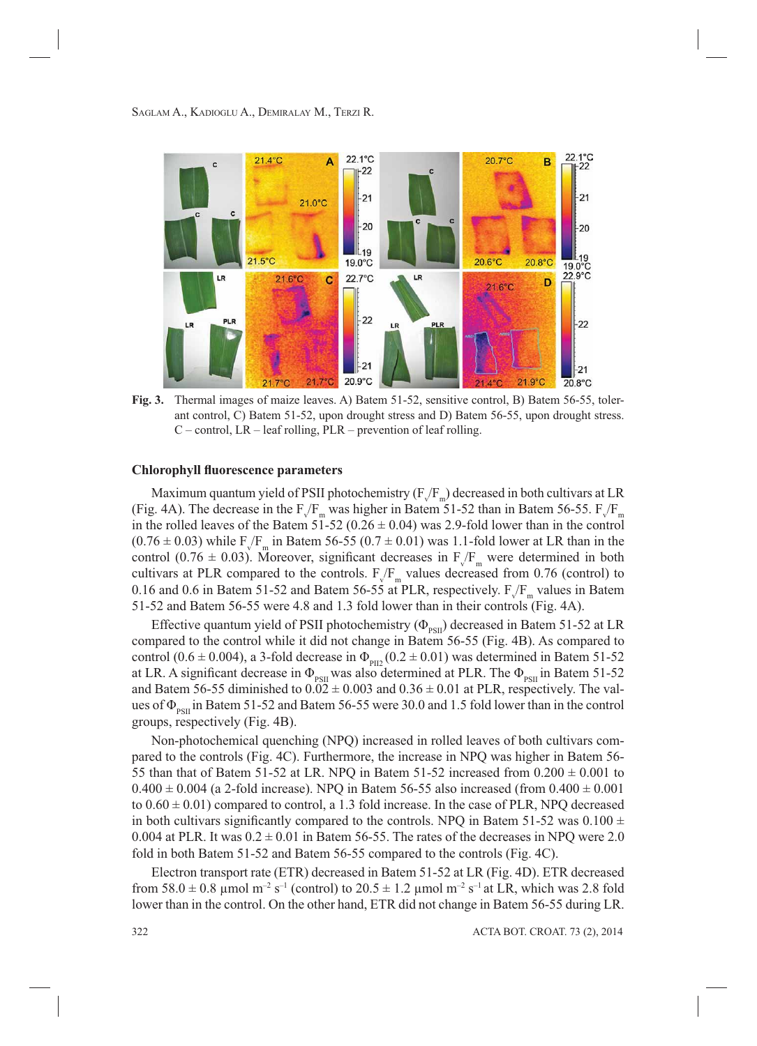**Fig. 3.** Thermal images of maize leaves. A) Batem 51-52, sensitive control, B) Batem 56-55, tolerant control, C) Batem 51-52, upon drought stress and D) Batem 56-55, upon drought stress. C – control, LR – leaf rolling, PLR – prevention of leaf rolling.

### Chlorophyll fluorescence parameters

Maximum quantum yield of PSII photochemistry ($F_v/F_m$) decreased in both cultivars at LR (Fig. 4A). The decrease in the $F_v/F_m$ was higher in Batem 51-52 than in Batem 56-55. $F_v/F_m$ in the rolled leaves of the Batem 51-52 (0.26 ± 0.04) was 2.9-fold lower than in the control (0.76 ± 0.03) while $F_v/F_m$ in Batem 56-55 (0.7 ± 0.01) was 1.1-fold lower at LR than in the control (0.76 ± 0.03). Moreover, significant decreases in $F_v/F_m$ were determined in both cultivars at PLR compared to the controls. $F_v/F_m$ values decreased from 0.76 (control) to 0.16 and 0.6 in Batem 51-52 and Batem 56-55 at PLR, respectively. $F_v/F_m$ values in Batem 51-52 and Batem 56-55 were 4.8 and 1.3 fold lower than in their controls (Fig. 4A).

Effective quantum yield of PSII photochemistry ($\Phi_{PSII}$) decreased in Batem 51-52 at LR compared to the control while it did not change in Batem 56-55 (Fig. 4B). As compared to control (0.6 ± 0.004), a 3-fold decrease in $\Phi_{PII2}$ (0.2 ± 0.01) was determined in Batem 51-52 at LR. A significant decrease in $\Phi_{PSII}$ was also determined at PLR. The $\Phi_{PSII}$ in Batem 51-52 and Batem 56-55 diminished to 0.02 ± 0.003 and 0.36 ± 0.01 at PLR, respectively. The values of $\Phi_{PSII}$ in Batem 51-52 and Batem 56-55 were 30.0 and 1.5 fold lower than in the control groups, respectively (Fig. 4B).

Non-photochemical quenching (NPQ) increased in rolled leaves of both cultivars compared to the controls (Fig. 4C). Furthermore, the increase in NPQ was higher in Batem 56-55 than that of Batem 51-52 at LR. NPQ in Batem 51-52 increased from 0.200 ± 0.001 to 0.400 ± 0.004 (a 2-fold increase). NPQ in Batem 56-55 also increased (from 0.400 ± 0.001 to 0.60 ± 0.01) compared to control, a 1.3 fold increase. In the case of PLR, NPQ decreased in both cultivars significantly compared to the controls. NPQ in Batem 51-52 was 0.100 ± 0.004 at PLR. It was 0.2 ± 0.01 in Batem 56-55. The rates of the decreases in NPQ were 2.0 fold in both Batem 51-52 and Batem 56-55 compared to the controls (Fig. 4C).

Electron transport rate (ETR) decreased in Batem 51-52 at LR (Fig. 4D). ETR decreased from 58.0 ± 0.8 µmol $m^{-2}$ $s^{-1}$ (control) to 20.5 ± 1.2 µmol $m^{-2}$ $s^{-1}$ at LR, which was 2.8 fold lower than in the control. On the other hand, ETR did not change in Batem 56-55 during LR.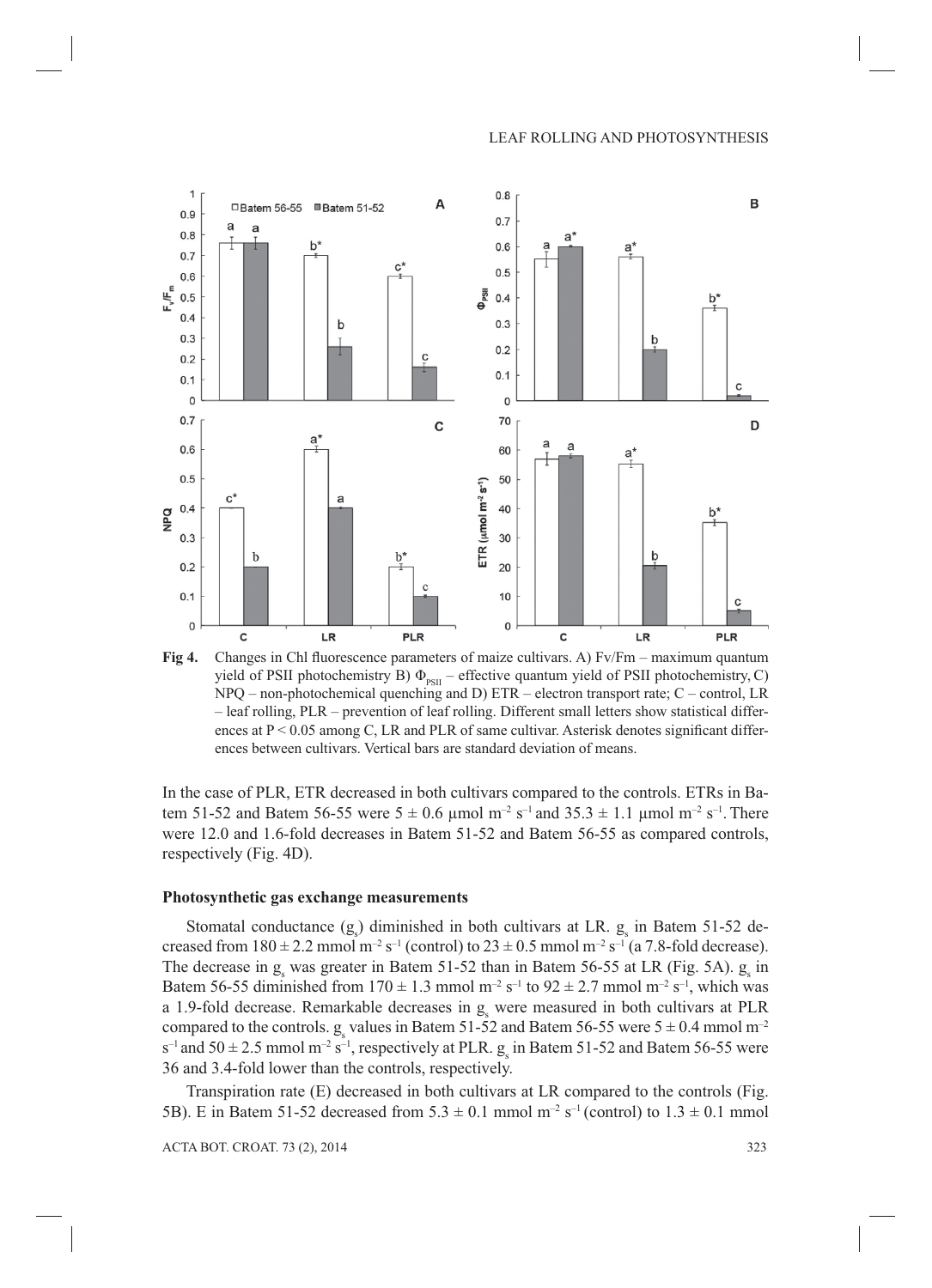**Fig 4.** Changes in Chl fluorescence parameters of maize cultivars. A) Fv/Fm – maximum quantum yield of PSII photochemistry B) $\Phi_{PSII}$ – effective quantum yield of PSII photochemistry, C) NPQ – non-photochemical quenching and D) ETR – electron transport rate; C – control, LR – leaf rolling, PLR – prevention of leaf rolling. Different small letters show statistical differences at $P < 0.05$ among C, LR and PLR of same cultivar. Asterisk denotes significant differences between cultivars. Vertical bars are standard deviation of means.

In the case of PLR, ETR decreased in both cultivars compared to the controls. ETRs in Batem 51-52 and Batem 56-55 were $5 \pm 0.6$ µmol $m^{-2}$ $s^{-1}$ and $35.3 \pm 1.1$ µmol $m^{-2}$ $s^{-1}$. There were 12.0 and 1.6-fold decreases in Batem 51-52 and Batem 56-55 as compared controls, respectively (Fig. 4D).

### Photosynthetic gas exchange measurements

Stomatal conductance ($g_s$) diminished in both cultivars at LR. $g_s$ in Batem 51-52 decreased from $180 \pm 2.2$ mmol $m^{-2}$ $s^{-1}$ (control) to $23 \pm 0.5$ mmol $m^{-2}$ $s^{-1}$ (a 7.8-fold decrease). The decrease in $g_s$ was greater in Batem 51-52 than in Batem 56-55 at LR (Fig. 5A). $g_s$ in Batem 56-55 diminished from $170 \pm 1.3$ mmol $m^{-2}$ $s^{-1}$ to $92 \pm 2.7$ mmol $m^{-2}$ $s^{-1}$, which was a 1.9-fold decrease. Remarkable decreases in $g_s$ were measured in both cultivars at PLR compared to the controls. $g_s$ values in Batem 51-52 and Batem 56-55 were $5 \pm 0.4$ mmol $m^{-2}$ $s^{-1}$ and $50 \pm 2.5$ mmol $m^{-2}$ $s^{-1}$, respectively at PLR. $g_s$ in Batem 51-52 and Batem 56-55 were 36 and 3.4-fold lower than the controls, respectively.

Transpiration rate (E) decreased in both cultivars at LR compared to the controls (Fig. 5B). E in Batem 51-52 decreased from $5.3 \pm 0.1$ mmol $m^{-2}$ $s^{-1}$ (control) to $1.3 \pm 0.1$ mmol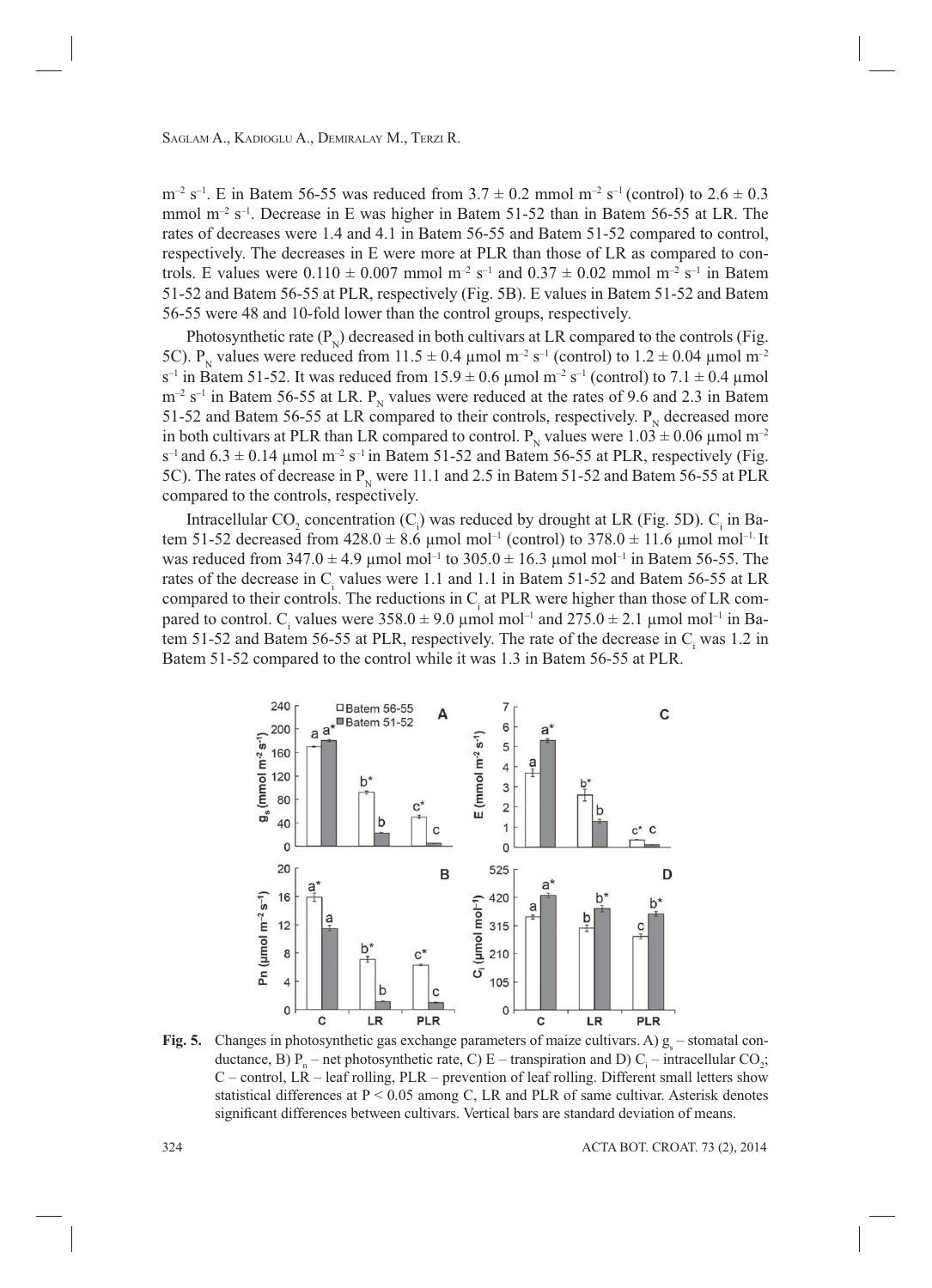m$^{-2}$ s$^{-1}$. E in Batem 56-55 was reduced from 3.7 ± 0.2 mmol m$^{-2}$ s$^{-1}$ (control) to 2.6 ± 0.3 mmol m$^{-2}$ s$^{-1}$. Decrease in E was higher in Batem 51-52 than in Batem 56-55 at LR. The rates of decreases were 1.4 and 4.1 in Batem 56-55 and Batem 51-52 compared to control, respectively. The decreases in E were more at PLR than those of LR as compared to controls. E values were 0.110 ± 0.007 mmol m$^{-2}$ s$^{-1}$ and 0.37 ± 0.02 mmol m$^{-2}$ s$^{-1}$ in Batem 51-52 and Batem 56-55 at PLR, respectively (Fig. 5B). E values in Batem 51-52 and Batem 56-55 were 48 and 10-fold lower than the control groups, respectively.

Photosynthetic rate ($P_N$) decreased in both cultivars at LR compared to the controls (Fig. 5C). $P_N$ values were reduced from 11.5 ± 0.4 µmol m$^{-2}$ s$^{-1}$ (control) to 1.2 ± 0.04 µmol m$^{-2}$ s$^{-1}$ in Batem 51-52. It was reduced from 15.9 ± 0.6 µmol m$^{-2}$ s$^{-1}$ (control) to 7.1 ± 0.4 µmol m$^{-2}$ s$^{-1}$ in Batem 56-55 at LR. $P_N$ values were reduced at the rates of 9.6 and 2.3 in Batem 51-52 and Batem 56-55 at LR compared to their controls, respectively. $P_N$ decreased more in both cultivars at PLR than LR compared to control. $P_N$ values were 1.03 ± 0.06 µmol m$^{-2}$ s$^{-1}$ and 6.3 ± 0.14 µmol m$^{-2}$ s$^{-1}$ in Batem 51-52 and Batem 56-55 at PLR, respectively (Fig. 5C). The rates of decrease in $P_N$ were 11.1 and 2.5 in Batem 51-52 and Batem 56-55 at PLR compared to the controls, respectively.

Intracellular $CO_2$ concentration ($C_i$) was reduced by drought at LR (Fig. 5D). $C_i$ in Batem 51-52 decreased from 428.0 ± 8.6 µmol mol$^{-1}$ (control) to 378.0 ± 11.6 µmol mol$^{-1}$. It was reduced from 347.0 ± 4.9 µmol mol$^{-1}$ to 305.0 ± 16.3 µmol mol$^{-1}$ in Batem 56-55. The rates of the decrease in $C_i$ values were 1.1 and 1.1 in Batem 51-52 and Batem 56-55 at LR compared to their controls. The reductions in $C_i$ at PLR were higher than those of LR compared to control. $C_i$ values were 358.0 ± 9.0 µmol mol$^{-1}$ and 275.0 ± 2.1 µmol mol$^{-1}$ in Batem 51-52 and Batem 56-55 at PLR, respectively. The rate of the decrease in $C_i$ was 1.2 in Batem 51-52 compared to the control while it was 1.3 in Batem 56-55 at PLR.

**Fig. 5.** Changes in photosynthetic gas exchange parameters of maize cultivars. A) $g_s$ – stomatal conductance, B) $P_n$ – net photosynthetic rate, C) E – transpiration and D) $C_i$ – intracellular $CO_2$; C – control, LR – leaf rolling, PLR – prevention of leaf rolling. Different small letters show statistical differences at $P < 0.05$ among C, LR and PLR of same cultivar. Asterisk denotes significant differences between cultivars. Vertical bars are standard deviation of means.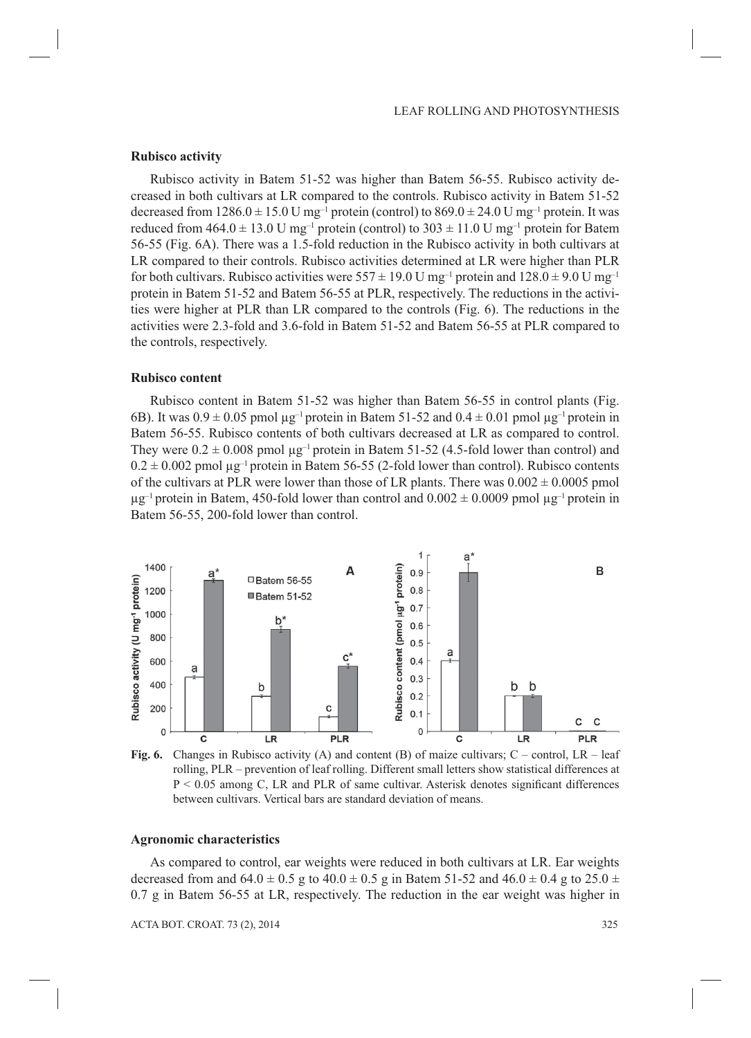## Rubisco activity

Rubisco activity in Batem 51-52 was higher than Batem 56-55. Rubisco activity decreased in both cultivars at LR compared to the controls. Rubisco activity in Batem 51-52 decreased from $1286.0 \pm 15.0$ U mg$^{-1}$ protein (control) to $869.0 \pm 24.0$ U mg$^{-1}$ protein. It was reduced from $464.0 \pm 13.0$ U mg$^{-1}$ protein (control) to $303 \pm 11.0$ U mg$^{-1}$ protein for Batem 56-55 (Fig. 6A). There was a 1.5-fold reduction in the Rubisco activity in both cultivars at LR compared to their controls. Rubisco activities determined at LR were higher than PLR for both cultivars. Rubisco activities were $557 \pm 19.0$ U mg$^{-1}$ protein and $128.0 \pm 9.0$ U mg$^{-1}$ protein in Batem 51-52 and Batem 56-55 at PLR, respectively. The reductions in the activities were higher at PLR than LR compared to the controls (Fig. 6). The reductions in the activities were 2.3-fold and 3.6-fold in Batem 51-52 and Batem 56-55 at PLR compared to the controls, respectively.

## Rubisco content

Rubisco content in Batem 51-52 was higher than Batem 56-55 in control plants (Fig. 6B). It was $0.9 \pm 0.05$ pmol μg$^{-1}$ protein in Batem 51-52 and $0.4 \pm 0.01$ pmol μg$^{-1}$ protein in Batem 56-55. Rubisco contents of both cultivars decreased at LR as compared to control. They were $0.2 \pm 0.008$ pmol μg$^{-1}$ protein in Batem 51-52 (4.5-fold lower than control) and $0.2 \pm 0.002$ pmol μg$^{-1}$ protein in Batem 56-55 (2-fold lower than control). Rubisco contents of the cultivars at PLR were lower than those of LR plants. There was $0.002 \pm 0.0005$ pmol μg$^{-1}$ protein in Batem, 450-fold lower than control and $0.002 \pm 0.0009$ pmol μg$^{-1}$ protein in Batem 56-55, 200-fold lower than control.

**Fig. 6.** Changes in Rubisco activity (A) and content (B) of maize cultivars; C – control, LR – leaf rolling, PLR – prevention of leaf rolling. Different small letters show statistical differences at $P < 0.05$ among C, LR and PLR of same cultivar. Asterisk denotes significant differences between cultivars. Vertical bars are standard deviation of means.

## Agronomic characteristics

As compared to control, ear weights were reduced in both cultivars at LR. Ear weights decreased from and $64.0 \pm 0.5$ g to $40.0 \pm 0.5$ g in Batem 51-52 and $46.0 \pm 0.4$ g to $25.0 \pm 0.7$ g in Batem 56-55 at LR, respectively. The reduction in the ear weight was higher in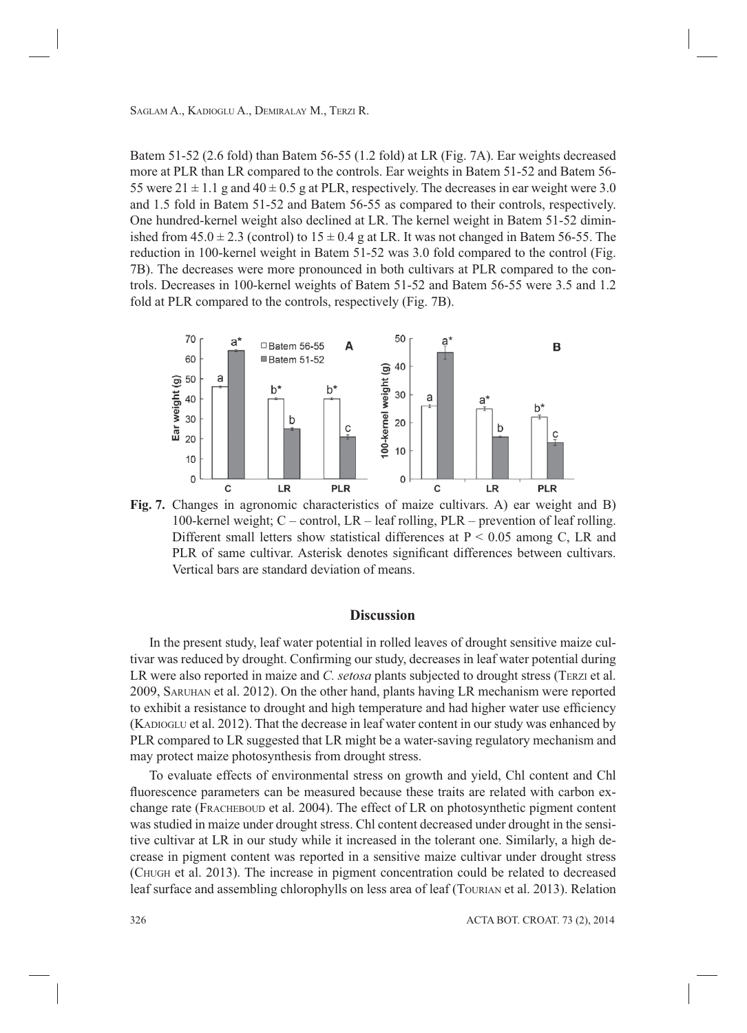Batem 51-52 (2.6 fold) than Batem 56-55 (1.2 fold) at LR (Fig. 7A). Ear weights decreased more at PLR than LR compared to the controls. Ear weights in Batem 51-52 and Batem 56-55 were $21 \pm 1.1$ g and $40 \pm 0.5$ g at PLR, respectively. The decreases in ear weight were 3.0 and 1.5 fold in Batem 51-52 and Batem 56-55 as compared to their controls, respectively. One hundred-kernel weight also declined at LR. The kernel weight in Batem 51-52 diminished from $45.0 \pm 2.3$ (control) to $15 \pm 0.4$ g at LR. It was not changed in Batem 56-55. The reduction in 100-kernel weight in Batem 51-52 was 3.0 fold compared to the control (Fig. 7B). The decreases were more pronounced in both cultivars at PLR compared to the controls. Decreases in 100-kernel weights of Batem 51-52 and Batem 56-55 were 3.5 and 1.2 fold at PLR compared to the controls, respectively (Fig. 7B).

**Fig. 7.** Changes in agronomic characteristics of maize cultivars. A) ear weight and B) 100-kernel weight; C – control, LR – leaf rolling, PLR – prevention of leaf rolling. Different small letters show statistical differences at $P < 0.05$ among C, LR and PLR of same cultivar. Asterisk denotes significant differences between cultivars. Vertical bars are standard deviation of means.

## Discussion

In the present study, leaf water potential in rolled leaves of drought sensitive maize cultivar was reduced by drought. Confirming our study, decreases in leaf water potential during LR were also reported in maize and *C. setosa* plants subjected to drought stress (Terzi et al. 2009, Saruhan et al. 2012). On the other hand, plants having LR mechanism were reported to exhibit a resistance to drought and high temperature and had higher water use efficiency (Kadioglu et al. 2012). That the decrease in leaf water content in our study was enhanced by PLR compared to LR suggested that LR might be a water-saving regulatory mechanism and may protect maize photosynthesis from drought stress.

To evaluate effects of environmental stress on growth and yield, Chl content and Chl fluorescence parameters can be measured because these traits are related with carbon exchange rate (Fracheboud et al. 2004). The effect of LR on photosynthetic pigment content was studied in maize under drought stress. Chl content decreased under drought in the sensitive cultivar at LR in our study while it increased in the tolerant one. Similarly, a high decrease in pigment content was reported in a sensitive maize cultivar under drought stress (Chugh et al. 2013). The increase in pigment concentration could be related to decreased leaf surface and assembling chlorophylls on less area of leaf (Tourian et al. 2013). Relation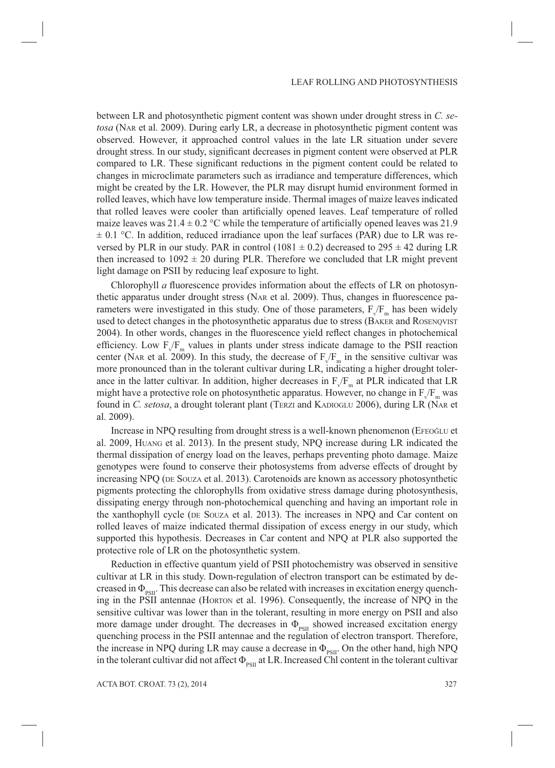between LR and photosynthetic pigment content was shown under drought stress in *C. setosa* (Nar et al. 2009). During early LR, a decrease in photosynthetic pigment content was observed. However, it approached control values in the late LR situation under severe drought stress. In our study, significant decreases in pigment content were observed at PLR compared to LR. These significant reductions in the pigment content could be related to changes in microclimate parameters such as irradiance and temperature differences, which might be created by the LR. However, the PLR may disrupt humid environment formed in rolled leaves, which have low temperature inside. Thermal images of maize leaves indicated that rolled leaves were cooler than artificially opened leaves. Leaf temperature of rolled maize leaves was $21.4 \pm 0.2$ °C while the temperature of artificially opened leaves was $21.9 \pm 0.1$ °C. In addition, reduced irradiance upon the leaf surfaces (PAR) due to LR was reversed by PLR in our study. PAR in control ($1081 \pm 0.2$) decreased to $295 \pm 42$ during LR then increased to $1092 \pm 20$ during PLR. Therefore we concluded that LR might prevent light damage on PSII by reducing leaf exposure to light.

Chlorophyll *a* fluorescence provides information about the effects of LR on photosynthetic apparatus under drought stress (Nar et al. 2009). Thus, changes in fluorescence parameters were investigated in this study. One of those parameters, $F_v/F_m$ has been widely used to detect changes in the photosynthetic apparatus due to stress (Baker and Rosenqvist 2004). In other words, changes in the fluorescence yield reflect changes in photochemical efficiency. Low $F_v/F_m$ values in plants under stress indicate damage to the PSII reaction center (Nar et al. 2009). In this study, the decrease of $F_v/F_m$ in the sensitive cultivar was more pronounced than in the tolerant cultivar during LR, indicating a higher drought tolerance in the latter cultivar. In addition, higher decreases in $F_v/F_m$ at PLR indicated that LR might have a protective role on photosynthetic apparatus. However, no change in $F_v/F_m$ was found in *C. setosa*, a drought tolerant plant (Terzi and Kadioglu 2006), during LR (Nar et al. 2009).

Increase in NPQ resulting from drought stress is a well-known phenomenon (Efeoğlu et al. 2009, Huang et al. 2013). In the present study, NPQ increase during LR indicated the thermal dissipation of energy load on the leaves, perhaps preventing photo damage. Maize genotypes were found to conserve their photosystems from adverse effects of drought by increasing NPQ (de Souza et al. 2013). Carotenoids are known as accessory photosynthetic pigments protecting the chlorophylls from oxidative stress damage during photosynthesis, dissipating energy through non-photochemical quenching and having an important role in the xanthophyll cycle (de Souza et al. 2013). The increases in NPQ and Car content on rolled leaves of maize indicated thermal dissipation of excess energy in our study, which supported this hypothesis. Decreases in Car content and NPQ at PLR also supported the protective role of LR on the photosynthetic system.

Reduction in effective quantum yield of PSII photochemistry was observed in sensitive cultivar at LR in this study. Down-regulation of electron transport can be estimated by decreased in $\Phi_{PSII}$. This decrease can also be related with increases in excitation energy quenching in the PSII antennae (Horton et al. 1996). Consequently, the increase of NPQ in the sensitive cultivar was lower than in the tolerant, resulting in more energy on PSII and also more damage under drought. The decreases in $\Phi_{PSII}$ showed increased excitation energy quenching process in the PSII antennae and the regulation of electron transport. Therefore, the increase in NPQ during LR may cause a decrease in $\Phi_{PSII}$. On the other hand, high NPQ in the tolerant cultivar did not affect $\Phi_{PSII}$ at LR. Increased Chl content in the tolerant cultivar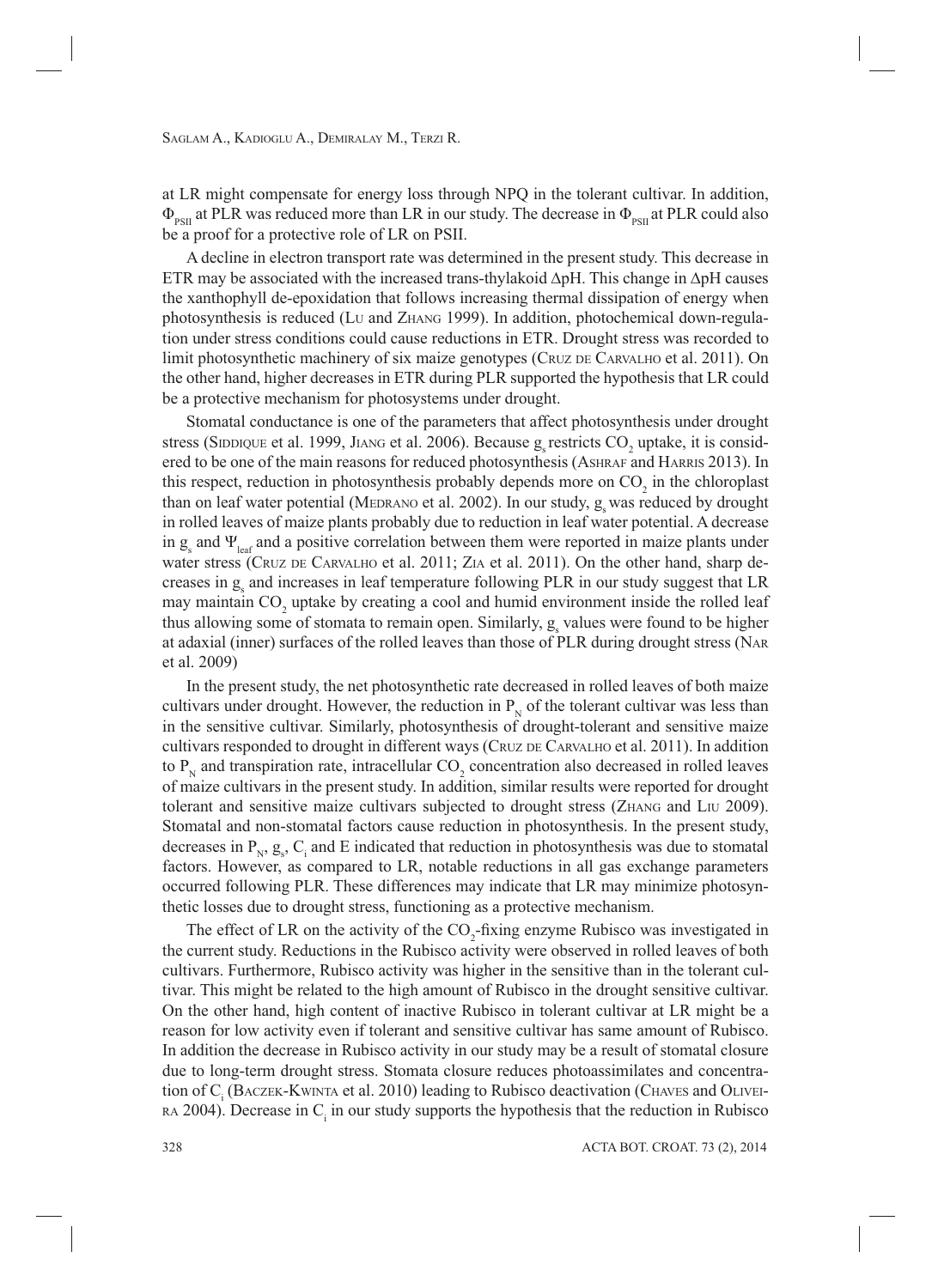at LR might compensate for energy loss through NPQ in the tolerant cultivar. In addition, $\Phi_{PSII}$ at PLR was reduced more than LR in our study. The decrease in $\Phi_{PSII}$ at PLR could also be a proof for a protective role of LR on PSII.

A decline in electron transport rate was determined in the present study. This decrease in ETR may be associated with the increased trans-thylakoid $\Delta$pH. This change in $\Delta$pH causes the xanthophyll de-epoxidation that follows increasing thermal dissipation of energy when photosynthesis is reduced (Lu and Zhang 1999). In addition, photochemical down-regulation under stress conditions could cause reductions in ETR. Drought stress was recorded to limit photosynthetic machinery of six maize genotypes (Cruz de Carvalho et al. 2011). On the other hand, higher decreases in ETR during PLR supported the hypothesis that LR could be a protective mechanism for photosystems under drought.

Stomatal conductance is one of the parameters that affect photosynthesis under drought stress (Siddique et al. 1999, Jiang et al. 2006). Because $g_s$ restricts $CO_2$ uptake, it is considered to be one of the main reasons for reduced photosynthesis (Ashraf and Harris 2013). In this respect, reduction in photosynthesis probably depends more on $CO_2$ in the chloroplast than on leaf water potential (Medrano et al. 2002). In our study, $g_s$ was reduced by drought in rolled leaves of maize plants probably due to reduction in leaf water potential. A decrease in $g_s$ and $\Psi_{leaf}$ and a positive correlation between them were reported in maize plants under water stress (Cruz de Carvalho et al. 2011; Zia et al. 2011). On the other hand, sharp decreases in $g_s$ and increases in leaf temperature following PLR in our study suggest that LR may maintain $CO_2$ uptake by creating a cool and humid environment inside the rolled leaf thus allowing some of stomata to remain open. Similarly, $g_s$ values were found to be higher at adaxial (inner) surfaces of the rolled leaves than those of PLR during drought stress (Nar et al. 2009)

In the present study, the net photosynthetic rate decreased in rolled leaves of both maize cultivars under drought. However, the reduction in $P_N$ of the tolerant cultivar was less than in the sensitive cultivar. Similarly, photosynthesis of drought-tolerant and sensitive maize cultivars responded to drought in different ways (Cruz de Carvalho et al. 2011). In addition to $P_N$ and transpiration rate, intracellular $CO_2$ concentration also decreased in rolled leaves of maize cultivars in the present study. In addition, similar results were reported for drought tolerant and sensitive maize cultivars subjected to drought stress (Zhang and Liu 2009). Stomatal and non-stomatal factors cause reduction in photosynthesis. In the present study, decreases in $P_N$, $g_s$, $C_i$ and E indicated that reduction in photosynthesis was due to stomatal factors. However, as compared to LR, notable reductions in all gas exchange parameters occurred following PLR. These differences may indicate that LR may minimize photosynthetic losses due to drought stress, functioning as a protective mechanism.

The effect of LR on the activity of the $CO_2$-fixing enzyme Rubisco was investigated in the current study. Reductions in the Rubisco activity were observed in rolled leaves of both cultivars. Furthermore, Rubisco activity was higher in the sensitive than in the tolerant cultivar. This might be related to the high amount of Rubisco in the drought sensitive cultivar. On the other hand, high content of inactive Rubisco in tolerant cultivar at LR might be a reason for low activity even if tolerant and sensitive cultivar has same amount of Rubisco. In addition the decrease in Rubisco activity in our study may be a result of stomatal closure due to long-term drought stress. Stomata closure reduces photoassimilates and concentration of $C_i$ (Baczek-Kwinta et al. 2010) leading to Rubisco deactivation (Chaves and Oliveira 2004). Decrease in $C_i$ in our study supports the hypothesis that the reduction in Rubisco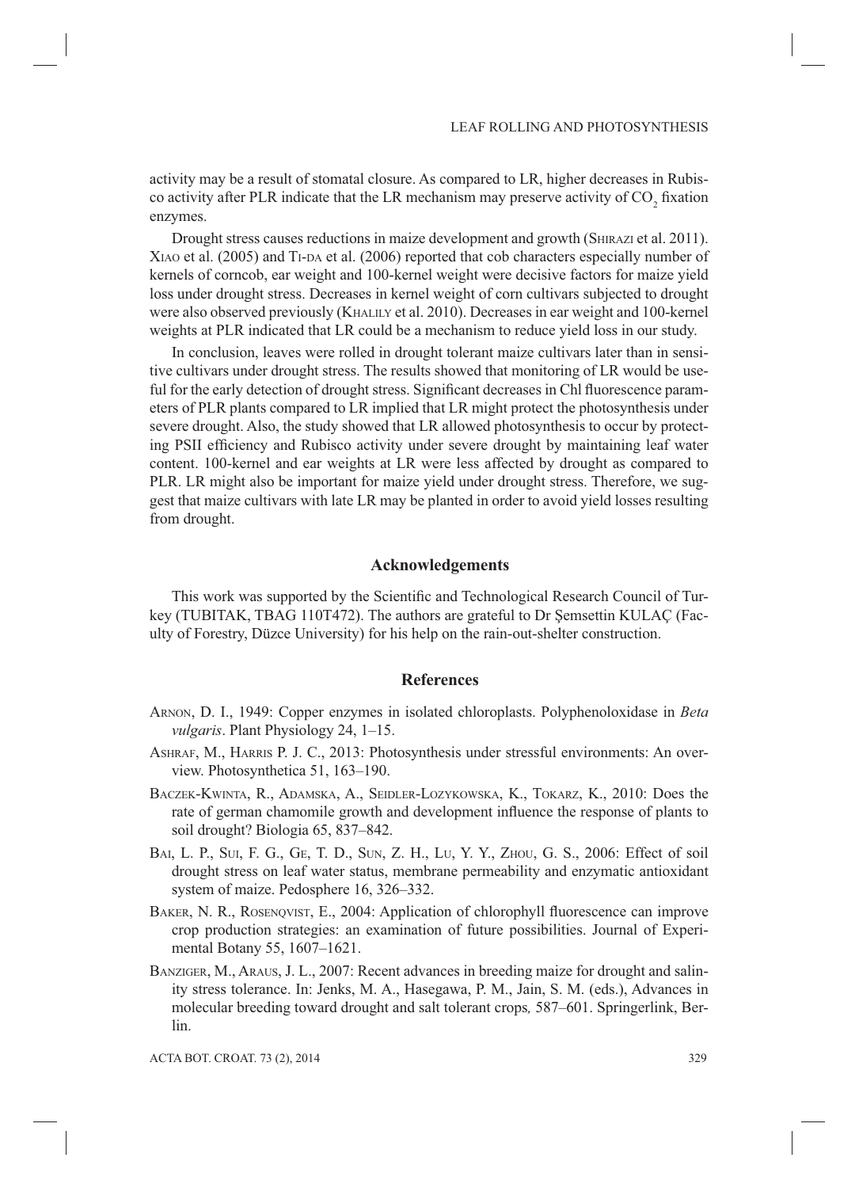activity may be a result of stomatal closure. As compared to LR, higher decreases in Rubisco activity after PLR indicate that the LR mechanism may preserve activity of $CO_2$ fixation enzymes.

Drought stress causes reductions in maize development and growth (Shirazi et al. 2011). Xiao et al. (2005) and Ti-da et al. (2006) reported that cob characters especially number of kernels of corncob, ear weight and 100-kernel weight were decisive factors for maize yield loss under drought stress. Decreases in kernel weight of corn cultivars subjected to drought were also observed previously (Khalily et al. 2010). Decreases in ear weight and 100-kernel weights at PLR indicated that LR could be a mechanism to reduce yield loss in our study.

In conclusion, leaves were rolled in drought tolerant maize cultivars later than in sensitive cultivars under drought stress. The results showed that monitoring of LR would be useful for the early detection of drought stress. Significant decreases in Chl fluorescence parameters of PLR plants compared to LR implied that LR might protect the photosynthesis under severe drought. Also, the study showed that LR allowed photosynthesis to occur by protecting PSII efficiency and Rubisco activity under severe drought by maintaining leaf water content. 100-kernel and ear weights at LR were less affected by drought as compared to PLR. LR might also be important for maize yield under drought stress. Therefore, we suggest that maize cultivars with late LR may be planted in order to avoid yield losses resulting from drought.

## Acknowledgements

This work was supported by the Scientific and Technological Research Council of Turkey (TUBITAK, TBAG 110T472). The authors are grateful to Dr Şemsettin KULAÇ (Faculty of Forestry, Düzce University) for his help on the rain-out-shelter construction.

## References

Arnon, D. I., 1949: Copper enzymes in isolated chloroplasts. Polyphenoloxidase in *Beta vulgaris*. Plant Physiology 24, 1–15.

Ashraf, M., Harris P. J. C., 2013: Photosynthesis under stressful environments: An overview. Photosynthetica 51, 163–190.

Baczek-Kwinta, R., Adamska, A., Seidler-Lozykowska, K., Tokarz, K., 2010: Does the rate of german chamomile growth and development influence the response of plants to soil drought? Biologia 65, 837–842.

Bai, L. P., Sui, F. G., Ge, T. D., Sun, Z. H., Lu, Y. Y., Zhou, G. S., 2006: Effect of soil drought stress on leaf water status, membrane permeability and enzymatic antioxidant system of maize. Pedosphere 16, 326–332.

Baker, N. R., Rosenqvist, E., 2004: Application of chlorophyll fluorescence can improve crop production strategies: an examination of future possibilities. Journal of Experimental Botany 55, 1607–1621.

Banziger, M., Araus, J. L., 2007: Recent advances in breeding maize for drought and salinity stress tolerance. In: Jenks, M. A., Hasegawa, P. M., Jain, S. M. (eds.), Advances in molecular breeding toward drought and salt tolerant crops*,* 587–601. Springerlink, Berlin.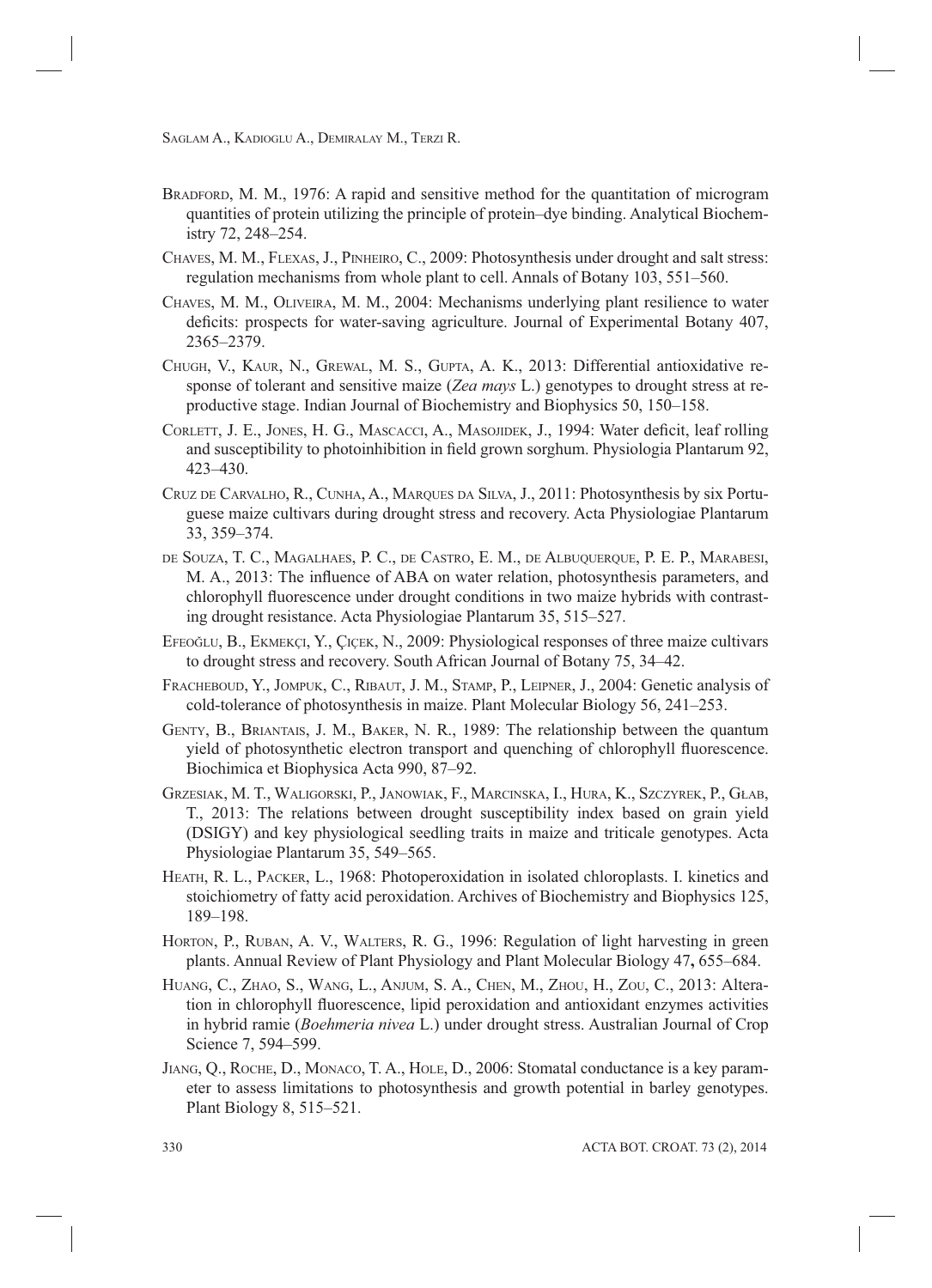Bradford, M. M., 1976: A rapid and sensitive method for the quantitation of microgram quantities of protein utilizing the principle of protein–dye binding. Analytical Biochemistry 72, 248–254.

Chaves, M. M., Flexas, J., Pinheiro, C., 2009: Photosynthesis under drought and salt stress: regulation mechanisms from whole plant to cell. Annals of Botany 103, 551–560.

Chaves, M. M., Oliveira, M. M., 2004: Mechanisms underlying plant resilience to water deficits: prospects for water-saving agriculture. Journal of Experimental Botany 407, 2365–2379.

Chugh, V., Kaur, N., Grewal, M. S., Gupta, A. K., 2013: Differential antioxidative response of tolerant and sensitive maize (*Zea mays* L.) genotypes to drought stress at reproductive stage. Indian Journal of Biochemistry and Biophysics 50, 150–158.

Corlett, J. E., Jones, H. G., Mascacci, A., Masojidek, J., 1994: Water deficit, leaf rolling and susceptibility to photoinhibition in field grown sorghum. Physiologia Plantarum 92, 423–430.

Cruz de Carvalho, R., Cunha, A., Marques da Silva, J., 2011: Photosynthesis by six Portuguese maize cultivars during drought stress and recovery. Acta Physiologiae Plantarum 33, 359–374.

de Souza, T. C., Magalhaes, P. C., de Castro, E. M., de Albuquerque, P. E. P., Marabesi, M. A., 2013: The influence of ABA on water relation, photosynthesis parameters, and chlorophyll fluorescence under drought conditions in two maize hybrids with contrasting drought resistance. Acta Physiologiae Plantarum 35, 515–527.

Efeoğlu, B., Ekmekçi, Y., Çiçek, N., 2009: Physiological responses of three maize cultivars to drought stress and recovery. South African Journal of Botany 75, 34–42.

Fracheboud, Y., Jompuk, C., Ribaut, J. M., Stamp, P., Leipner, J., 2004: Genetic analysis of cold-tolerance of photosynthesis in maize. Plant Molecular Biology 56, 241–253.

Genty, B., Briantais, J. M., Baker, N. R., 1989: The relationship between the quantum yield of photosynthetic electron transport and quenching of chlorophyll fluorescence. Biochimica et Biophysica Acta 990, 87–92.

Grzesiak, M. T., Waligorski, P., Janowiak, F., Marcinska, I., Hura, K., Szczyrek, P., Głab, T., 2013: The relations between drought susceptibility index based on grain yield (DSIGY) and key physiological seedling traits in maize and triticale genotypes. Acta Physiologiae Plantarum 35, 549–565.

Heath, R. L., Packer, L., 1968: Photoperoxidation in isolated chloroplasts. I. kinetics and stoichiometry of fatty acid peroxidation. Archives of Biochemistry and Biophysics 125, 189–198.

Horton, P., Ruban, A. V., Walters, R. G., 1996: Regulation of light harvesting in green plants. Annual Review of Plant Physiology and Plant Molecular Biology 47**,** 655–684.

Huang, C., Zhao, S., Wang, L., Anjum, S. A., Chen, M., Zhou, H., Zou, C., 2013: Alteration in chlorophyll fluorescence, lipid peroxidation and antioxidant enzymes activities in hybrid ramie (*Boehmeria nivea* L.) under drought stress. Australian Journal of Crop Science 7, 594–599.

Jiang, Q., Roche, D., Monaco, T. A., Hole, D., 2006: Stomatal conductance is a key parameter to assess limitations to photosynthesis and growth potential in barley genotypes. Plant Biology 8, 515–521.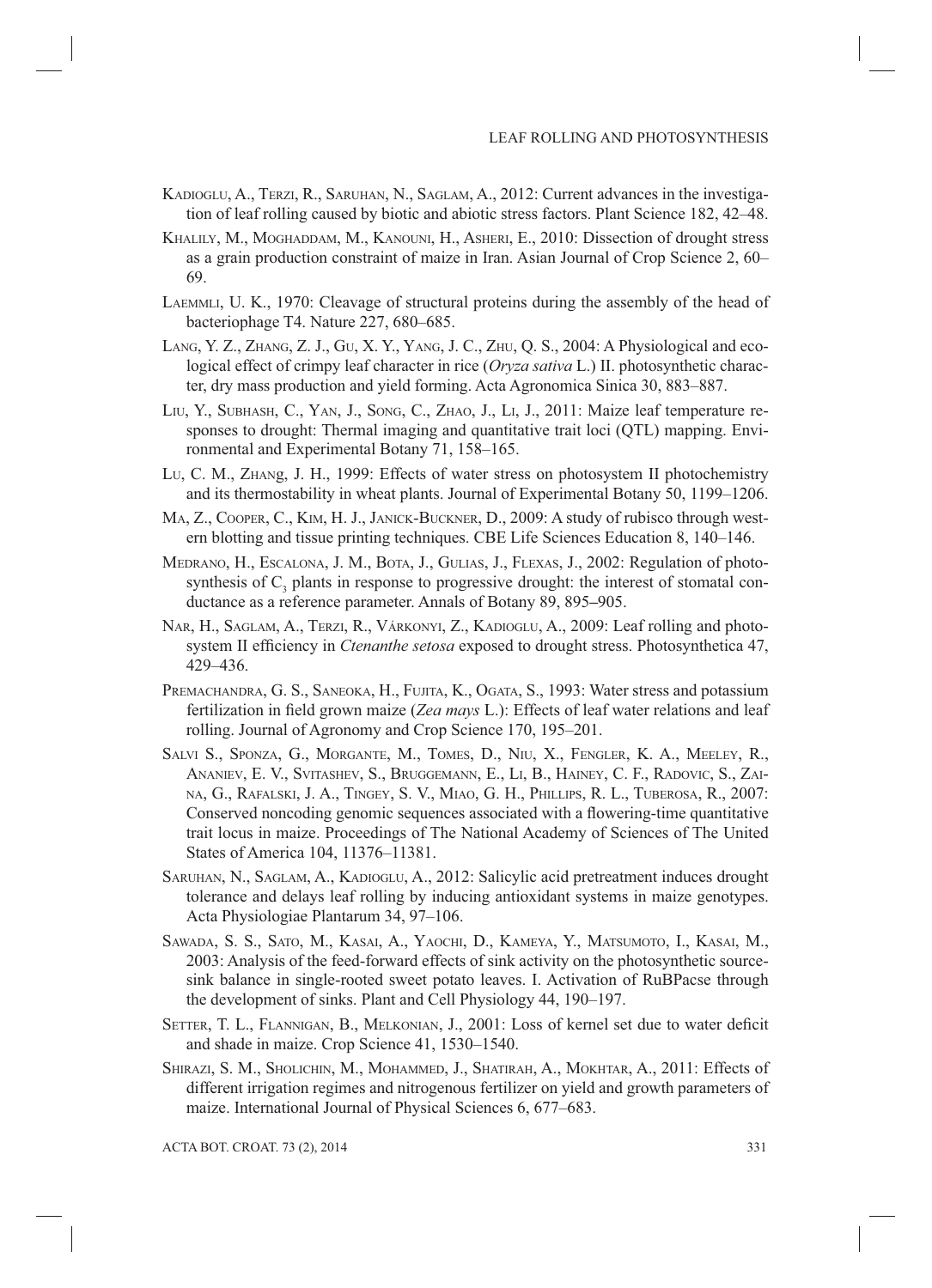Kadioglu, A., Terzi, R., Saruhan, N., Saglam, A., 2012: Current advances in the investigation of leaf rolling caused by biotic and abiotic stress factors. Plant Science 182, 42–48.

Khalily, M., Moghaddam, M., Kanouni, H., Asheri, E., 2010: Dissection of drought stress as a grain production constraint of maize in Iran. Asian Journal of Crop Science 2, 60–69.

Laemmli, U. K., 1970: Cleavage of structural proteins during the assembly of the head of bacteriophage T4. Nature 227, 680–685.

Lang, Y. Z., Zhang, Z. J., Gu, X. Y., Yang, J. C., Zhu, Q. S., 2004: A Physiological and ecological effect of crimpy leaf character in rice (*Oryza sativa* L.) II. photosynthetic character, dry mass production and yield forming. Acta Agronomica Sinica 30, 883–887.

Liu, Y., Subhash, C., Yan, J., Song, C., Zhao, J., Li, J., 2011: Maize leaf temperature responses to drought: Thermal imaging and quantitative trait loci (QTL) mapping. Environmental and Experimental Botany 71, 158–165.

Lu, C. M., Zhang, J. H., 1999: Effects of water stress on photosystem II photochemistry and its thermostability in wheat plants. Journal of Experimental Botany 50, 1199–1206.

Ma, Z., Cooper, C., Kim, H. J., Janick-Buckner, D., 2009: A study of rubisco through western blotting and tissue printing techniques. CBE Life Sciences Education 8, 140–146.

Medrano, H., Escalona, J. M., Bota, J., Gulias, J., Flexas, J., 2002: Regulation of photosynthesis of $C_3$ plants in response to progressive drought: the interest of stomatal conductance as a reference parameter. Annals of Botany 89, 895–905.

Nar, H., Saglam, A., Terzi, R., Várkonyi, Z., Kadioglu, A., 2009: Leaf rolling and photosystem II efficiency in *Ctenanthe setosa* exposed to drought stress. Photosynthetica 47, 429–436.

Premachandra, G. S., Saneoka, H., Fujita, K., Ogata, S., 1993: Water stress and potassium fertilization in field grown maize (*Zea mays* L.): Effects of leaf water relations and leaf rolling. Journal of Agronomy and Crop Science 170, 195–201.

Salvi S., Sponza, G., Morgante, M., Tomes, D., Niu, X., Fengler, K. A., Meeley, R., Ananiev, E. V., Svitashev, S., Bruggemann, E., Li, B., Hainey, C. F., Radovic, S., Zaina, G., Rafalski, J. A., Tingey, S. V., Miao, G. H., Phillips, R. L., Tuberosa, R., 2007: Conserved noncoding genomic sequences associated with a flowering-time quantitative trait locus in maize. Proceedings of The National Academy of Sciences of The United States of America 104, 11376–11381.

Saruhan, N., Saglam, A., Kadioglu, A., 2012: Salicylic acid pretreatment induces drought tolerance and delays leaf rolling by inducing antioxidant systems in maize genotypes. Acta Physiologiae Plantarum 34, 97–106.

Sawada, S. S., Sato, M., Kasai, A., Yaochi, D., Kameya, Y., Matsumoto, I., Kasai, M., 2003: Analysis of the feed-forward effects of sink activity on the photosynthetic source-sink balance in single-rooted sweet potato leaves. I. Activation of RuBPacse through the development of sinks. Plant and Cell Physiology 44, 190–197.

Setter, T. L., Flannigan, B., Melkonian, J., 2001: Loss of kernel set due to water deficit and shade in maize. Crop Science 41, 1530–1540.

Shirazi, S. M., Sholichin, M., Mohammed, J., Shatirah, A., Mokhtar, A., 2011: Effects of different irrigation regimes and nitrogenous fertilizer on yield and growth parameters of maize. International Journal of Physical Sciences 6, 677–683.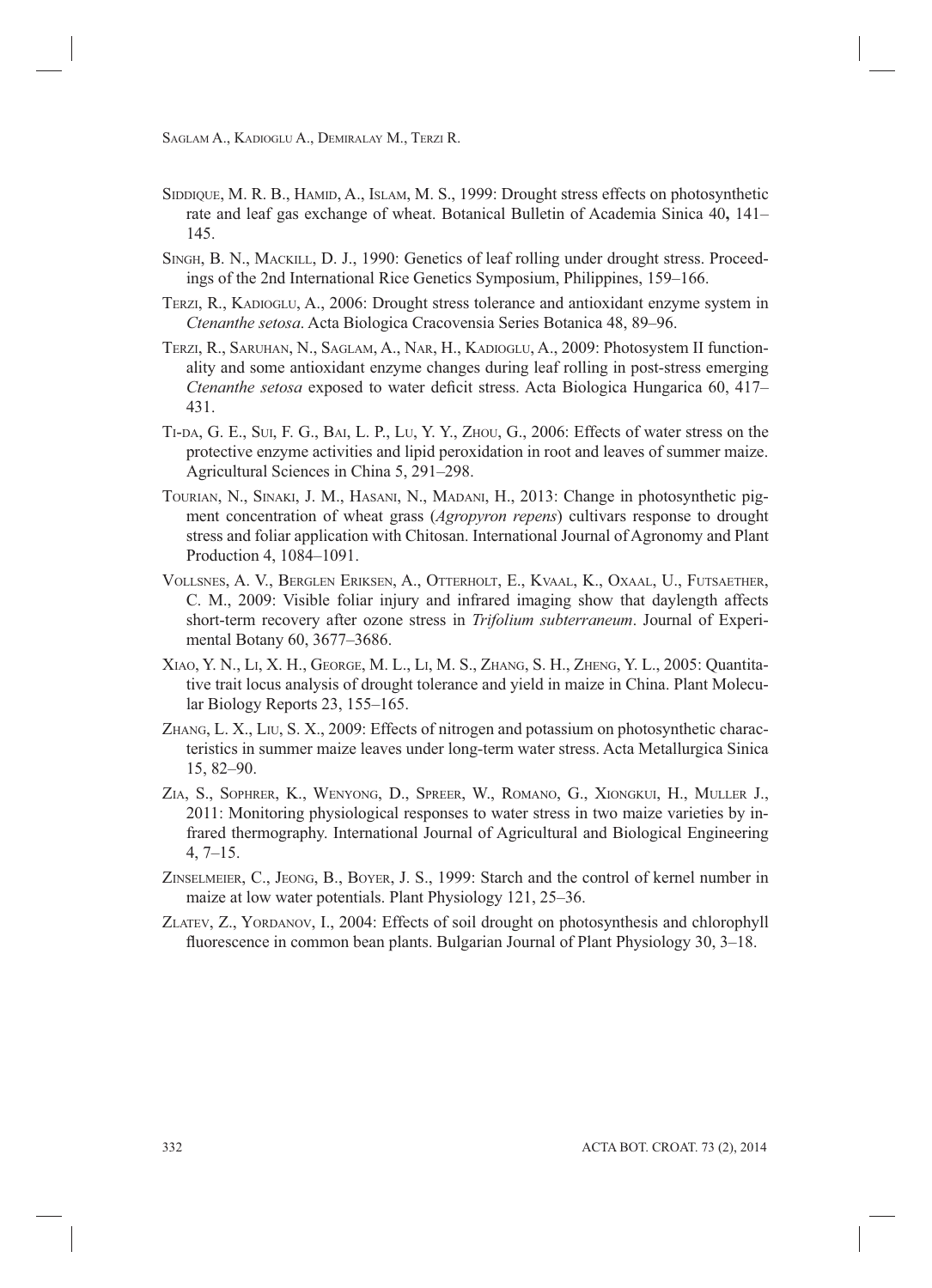Siddique, M. R. B., Hamid, A., Islam, M. S., 1999: Drought stress effects on photosynthetic rate and leaf gas exchange of wheat. Botanical Bulletin of Academia Sinica 40**,** 141–145.

Singh, B. N., Mackill, D. J., 1990: Genetics of leaf rolling under drought stress. Proceedings of the 2nd International Rice Genetics Symposium, Philippines, 159–166.

Terzi, R., Kadioglu, A., 2006: Drought stress tolerance and antioxidant enzyme system in *Ctenanthe setosa*. Acta Biologica Cracovensia Series Botanica 48, 89–96.

Terzi, R., Saruhan, N., Saglam, A., Nar, H., Kadioglu, A., 2009: Photosystem II functionality and some antioxidant enzyme changes during leaf rolling in post-stress emerging *Ctenanthe setosa* exposed to water deficit stress. Acta Biologica Hungarica 60, 417–431.

Ti-da, G. E., Sui, F. G., Bai, L. P., Lu, Y. Y., Zhou, G., 2006: Effects of water stress on the protective enzyme activities and lipid peroxidation in root and leaves of summer maize. Agricultural Sciences in China 5, 291–298.

Tourian, N., Sinaki, J. M., Hasani, N., Madani, H., 2013: Change in photosynthetic pigment concentration of wheat grass (*Agropyron repens*) cultivars response to drought stress and foliar application with Chitosan. International Journal of Agronomy and Plant Production 4, 1084–1091.

Vollsnes, A. V., Berglen Eriksen, A., Otterholt, E., Kvaal, K., Oxaal, U., Futsaether, C. M., 2009: Visible foliar injury and infrared imaging show that daylength affects short-term recovery after ozone stress in *Trifolium subterraneum*. Journal of Experimental Botany 60, 3677–3686.

Xiao, Y. N., Li, X. H., George, M. L., Li, M. S., Zhang, S. H., Zheng, Y. L., 2005: Quantitative trait locus analysis of drought tolerance and yield in maize in China. Plant Molecular Biology Reports 23, 155–165.

Zhang, L. X., Liu, S. X., 2009: Effects of nitrogen and potassium on photosynthetic characteristics in summer maize leaves under long-term water stress. Acta Metallurgica Sinica 15, 82–90.

Zia, S., Sophrer, K., Wenyong, D., Spreer, W., Romano, G., Xiongkui, H., Muller J., 2011: Monitoring physiological responses to water stress in two maize varieties by infrared thermography. International Journal of Agricultural and Biological Engineering 4, 7–15.

Zinselmeier, C., Jeong, B., Boyer, J. S., 1999: Starch and the control of kernel number in maize at low water potentials. Plant Physiology 121, 25–36.

Zlatev, Z., Yordanov, I., 2004: Effects of soil drought on photosynthesis and chlorophyll fluorescence in common bean plants. Bulgarian Journal of Plant Physiology 30, 3–18.